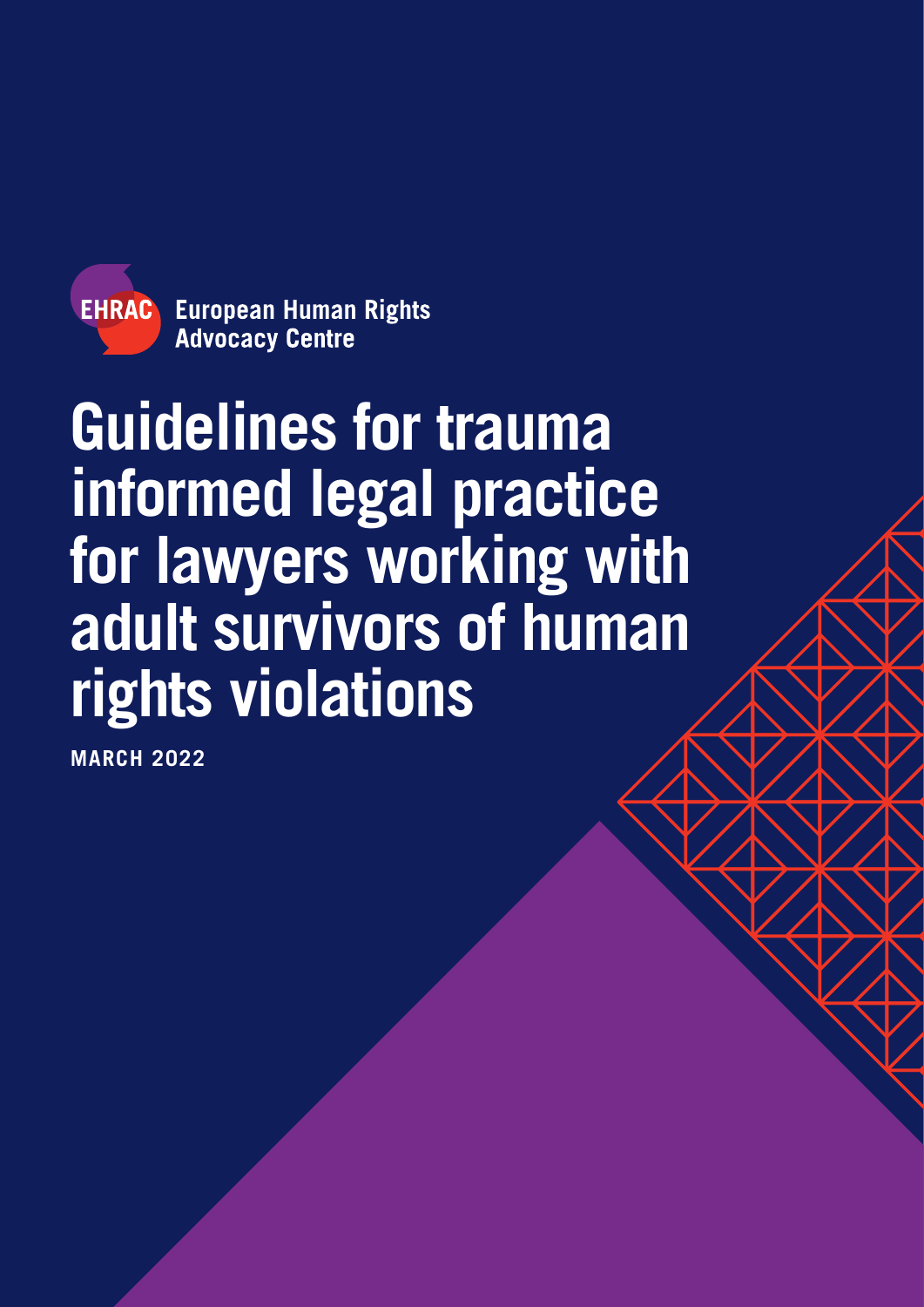EHRAC European Human Rights Advocacy Centre

# Guidelines for trauma informed legal practice for lawyers working with adult survivors of human rights violations

**MARCH 2022**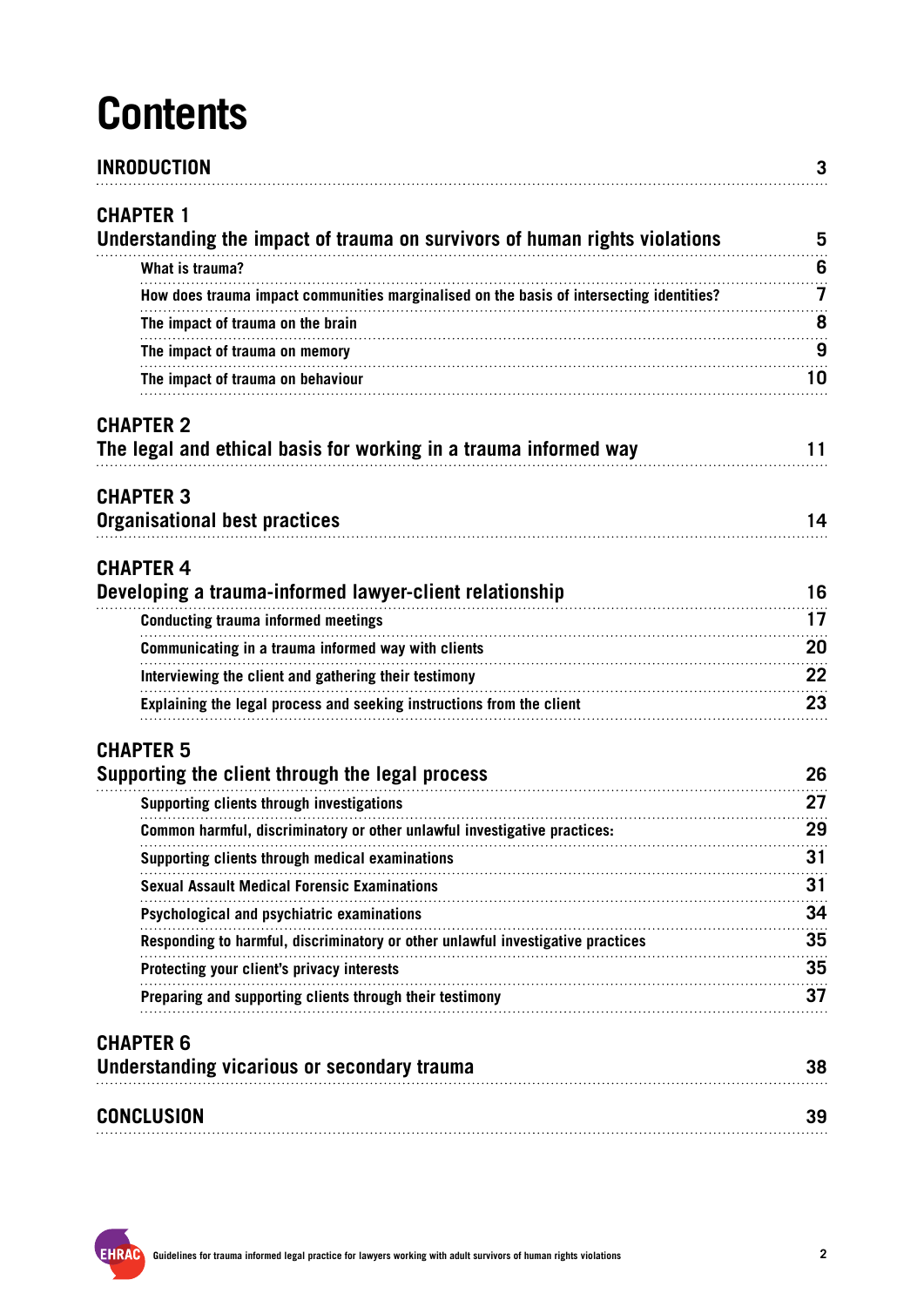# Contents

| | |
|---|---|
| **INRODUCTION** | 3 |
| **CHAPTER 1** | |
| **Understanding the impact of trauma on survivors of human rights violations** | 5 |
| What is trauma? | 6 |
| How does trauma impact communities marginalised on the basis of intersecting identities? | 7 |
| The impact of trauma on the brain | 8 |
| The impact of trauma on memory | 9 |
| The impact of trauma on behaviour | 10 |
| **CHAPTER 2** | |
| **The legal and ethical basis for working in a trauma informed way** | 11 |
| **CHAPTER 3** | |
| **Organisational best practices** | 14 |
| **CHAPTER 4** | |
| **Developing a trauma-informed lawyer-client relationship** | 16 |
| Conducting trauma informed meetings | 17 |
| Communicating in a trauma informed way with clients | 20 |
| Interviewing the client and gathering their testimony | 22 |
| Explaining the legal process and seeking instructions from the client | 23 |
| **CHAPTER 5** | |
| **Supporting the client through the legal process** | 26 |
| Supporting clients through investigations | 27 |
| Common harmful, discriminatory or other unlawful investigative practices: | 29 |
| Supporting clients through medical examinations | 31 |
| Sexual Assault Medical Forensic Examinations | 31 |
| Psychological and psychiatric examinations | 34 |
| Responding to harmful, discriminatory or other unlawful investigative practices | 35 |
| Protecting your client's privacy interests | 35 |
| Preparing and supporting clients through their testimony | 37 |
| **CHAPTER 6** | |
| **Understanding vicarious or secondary trauma** | 38 |
| **CONCLUSION** | 39 |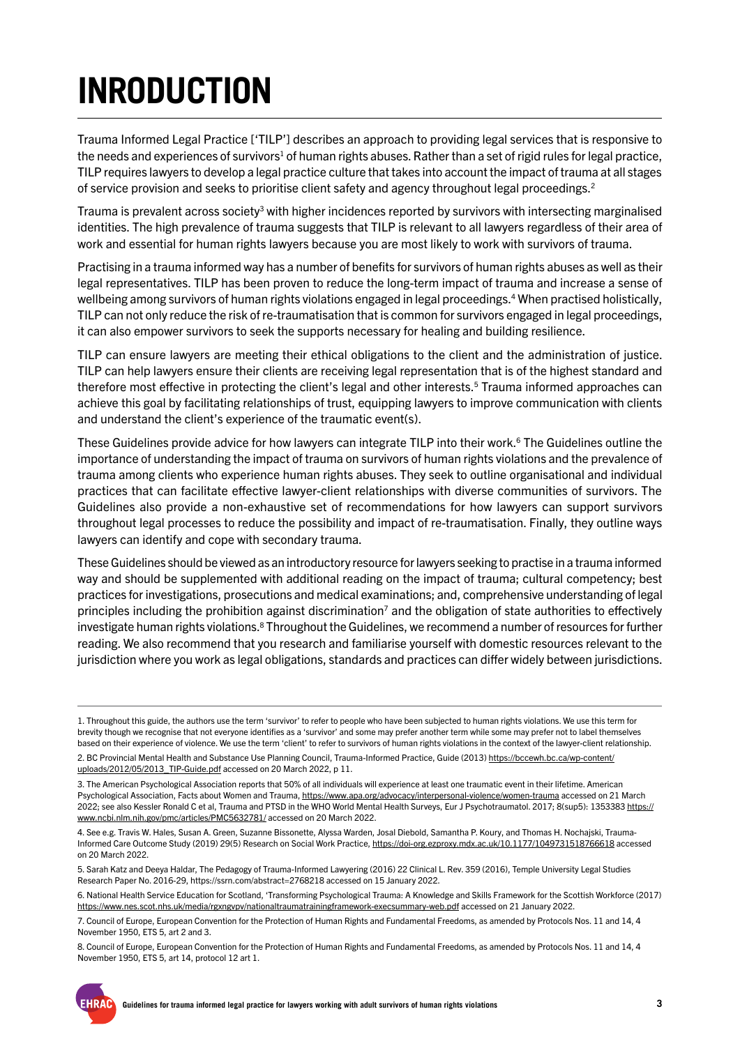# INRODUCTION

Trauma Informed Legal Practice ['TILP'] describes an approach to providing legal services that is responsive to the needs and experiences of survivors[1] of human rights abuses. Rather than a set of rigid rules for legal practice, TILP requires lawyers to develop a legal practice culture that takes into account the impact of trauma at all stages of service provision and seeks to prioritise client safety and agency throughout legal proceedings.[2]

Trauma is prevalent across society[3] with higher incidences reported by survivors with intersecting marginalised identities. The high prevalence of trauma suggests that TILP is relevant to all lawyers regardless of their area of work and essential for human rights lawyers because you are most likely to work with survivors of trauma.

Practising in a trauma informed way has a number of benefits for survivors of human rights abuses as well as their legal representatives. TILP has been proven to reduce the long-term impact of trauma and increase a sense of wellbeing among survivors of human rights violations engaged in legal proceedings.[4] When practised holistically, TILP can not only reduce the risk of re-traumatisation that is common for survivors engaged in legal proceedings, it can also empower survivors to seek the supports necessary for healing and building resilience.

TILP can ensure lawyers are meeting their ethical obligations to the client and the administration of justice. TILP can help lawyers ensure their clients are receiving legal representation that is of the highest standard and therefore most effective in protecting the client's legal and other interests.[5] Trauma informed approaches can achieve this goal by facilitating relationships of trust, equipping lawyers to improve communication with clients and understand the client's experience of the traumatic event(s).

These Guidelines provide advice for how lawyers can integrate TILP into their work.[6] The Guidelines outline the importance of understanding the impact of trauma on survivors of human rights violations and the prevalence of trauma among clients who experience human rights abuses. They seek to outline organisational and individual practices that can facilitate effective lawyer-client relationships with diverse communities of survivors. The Guidelines also provide a non-exhaustive set of recommendations for how lawyers can support survivors throughout legal processes to reduce the possibility and impact of re-traumatisation. Finally, they outline ways lawyers can identify and cope with secondary trauma.

These Guidelines should be viewed as an introductory resource for lawyers seeking to practise in a trauma informed way and should be supplemented with additional reading on the impact of trauma; cultural competency; best practices for investigations, prosecutions and medical examinations; and, comprehensive understanding of legal principles including the prohibition against discrimination[7] and the obligation of state authorities to effectively investigate human rights violations.[8] Throughout the Guidelines, we recommend a number of resources for further reading. We also recommend that you research and familiarise yourself with domestic resources relevant to the jurisdiction where you work as legal obligations, standards and practices can differ widely between jurisdictions.

---

1. Throughout this guide, the authors use the term 'survivor' to refer to people who have been subjected to human rights violations. We use this term for brevity though we recognise that not everyone identifies as a 'survivor' and some may prefer another term while some may prefer not to label themselves based on their experience of violence. We use the term 'client' to refer to survivors of human rights violations in the context of the lawyer-client relationship.

2. BC Provincial Mental Health and Substance Use Planning Council, Trauma-Informed Practice, Guide (2013) https://bccewh.bc.ca/wp-content/uploads/2012/05/2013_TIP-Guide.pdf accessed on 20 March 2022, p 11.

3. The American Psychological Association reports that 50% of all individuals will experience at least one traumatic event in their lifetime. American Psychological Association, Facts about Women and Trauma, https://www.apa.org/advocacy/interpersonal-violence/women-trauma accessed on 21 March 2022; see also Kessler Ronald C et al, Trauma and PTSD in the WHO World Mental Health Surveys, Eur J Psychotraumatol. 2017; 8(sup5): 1353383 https://www.ncbi.nlm.nih.gov/pmc/articles/PMC5632781/ accessed on 20 March 2022.

4. See e.g. Travis W. Hales, Susan A. Green, Suzanne Bissonette, Alyssa Warden, Josal Diebold, Samantha P. Koury, and Thomas H. Nochajski, Trauma-Informed Care Outcome Study (2019) 29(5) Research on Social Work Practice, https://doi-org.ezproxy.mdx.ac.uk/10.1177/1049731518766618 accessed on 20 March 2022.

5. Sarah Katz and Deeya Haldar, The Pedagogy of Trauma-Informed Lawyering (2016) 22 Clinical L. Rev. 359 (2016), Temple University Legal Studies Research Paper No. 2016-29, https://ssrn.com/abstract=2768218 accessed on 15 January 2022.

6. National Health Service Education for Scotland, 'Transforming Psychological Trauma: A Knowledge and Skills Framework for the Scottish Workforce (2017) https://www.nes.scot.nhs.uk/media/rgxngvpv/nationaltraumatrainingframework-execsummary-web.pdf accessed on 21 January 2022.

7. Council of Europe, European Convention for the Protection of Human Rights and Fundamental Freedoms, as amended by Protocols Nos. 11 and 14, 4 November 1950, ETS 5, art 2 and 3.

8. Council of Europe, European Convention for the Protection of Human Rights and Fundamental Freedoms, as amended by Protocols Nos. 11 and 14, 4 November 1950, ETS 5, art 14, protocol 12 art 1.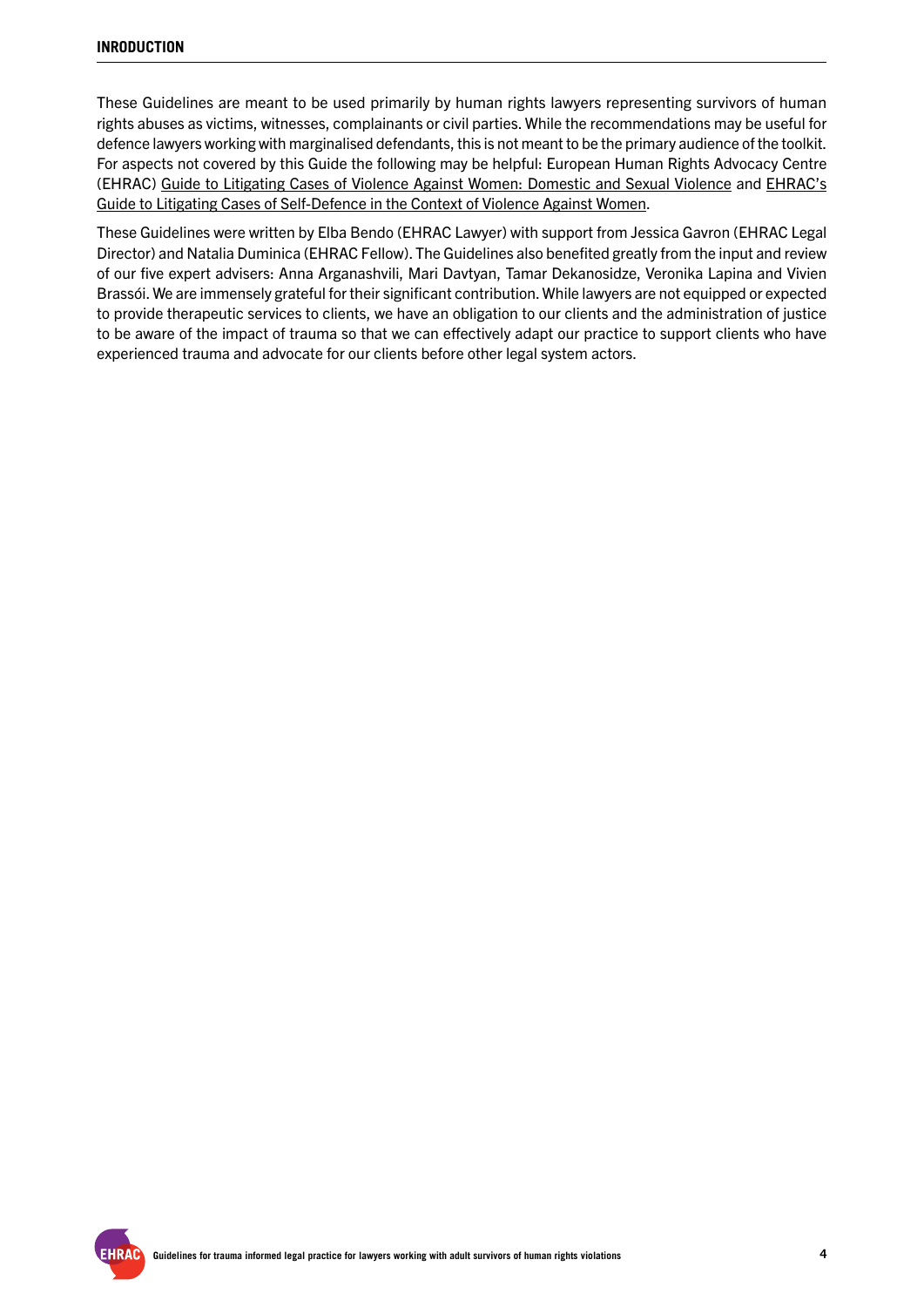These Guidelines are meant to be used primarily by human rights lawyers representing survivors of human rights abuses as victims, witnesses, complainants or civil parties. While the recommendations may be useful for defence lawyers working with marginalised defendants, this is not meant to be the primary audience of the toolkit. For aspects not covered by this Guide the following may be helpful: European Human Rights Advocacy Centre (EHRAC) Guide to Litigating Cases of Violence Against Women: Domestic and Sexual Violence and EHRAC's Guide to Litigating Cases of Self-Defence in the Context of Violence Against Women.

These Guidelines were written by Elba Bendo (EHRAC Lawyer) with support from Jessica Gavron (EHRAC Legal Director) and Natalia Duminica (EHRAC Fellow). The Guidelines also benefited greatly from the input and review of our five expert advisers: Anna Arganashvili, Mari Davtyan, Tamar Dekanosidze, Veronika Lapina and Vivien Brassói. We are immensely grateful for their significant contribution. While lawyers are not equipped or expected to provide therapeutic services to clients, we have an obligation to our clients and the administration of justice to be aware of the impact of trauma so that we can effectively adapt our practice to support clients who have experienced trauma and advocate for our clients before other legal system actors.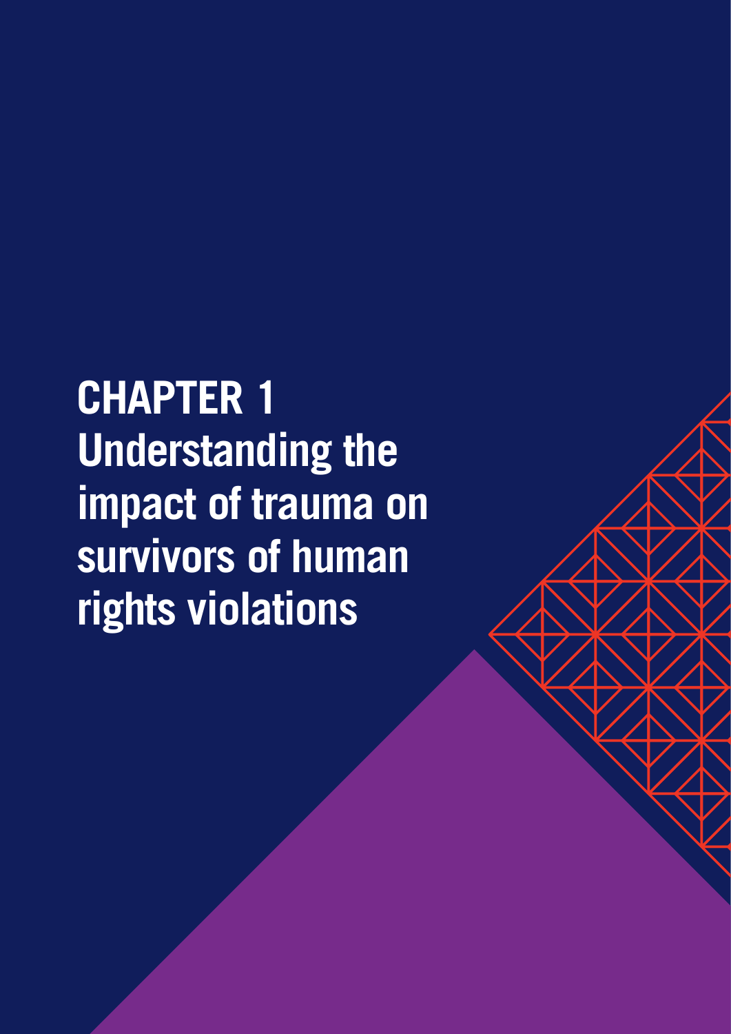# CHAPTER 1 Understanding the impact of trauma on survivors of human rights violations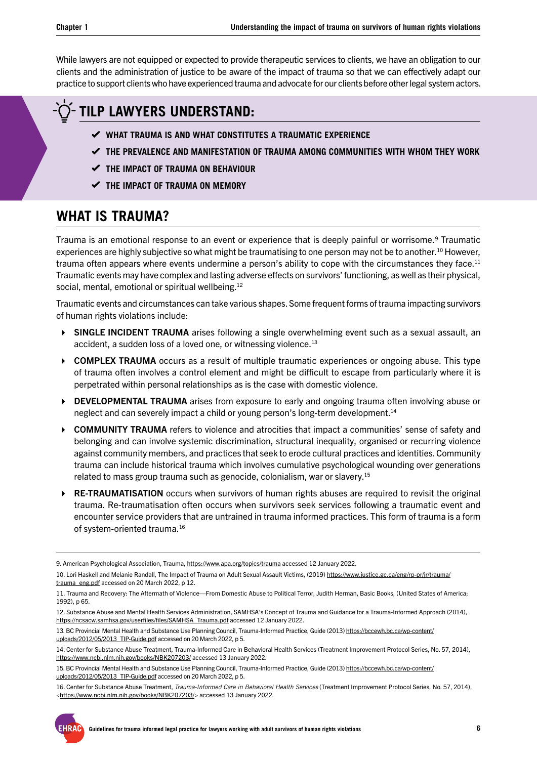While lawyers are not equipped or expected to provide therapeutic services to clients, we have an obligation to our clients and the administration of justice to be aware of the impact of trauma so that we can effectively adapt our practice to support clients who have experienced trauma and advocate for our clients before other legal system actors.

## TILP LAWYERS UNDERSTAND:

- ✔ **WHAT TRAUMA IS AND WHAT CONSTITUTES A TRAUMATIC EXPERIENCE**
- ✔ **THE PREVALENCE AND MANIFESTATION OF TRAUMA AMONG COMMUNITIES WITH WHOM THEY WORK**
- ✔ **THE IMPACT OF TRAUMA ON BEHAVIOUR**
- ✔ **THE IMPACT OF TRAUMA ON MEMORY**

## WHAT IS TRAUMA?

Trauma is an emotional response to an event or experience that is deeply painful or worrisome.[9] Traumatic experiences are highly subjective so what might be traumatising to one person may not be to another.[10] However, trauma often appears where events undermine a person's ability to cope with the circumstances they face.[11] Traumatic events may have complex and lasting adverse effects on survivors' functioning, as well as their physical, social, mental, emotional or spiritual wellbeing.[12]

Traumatic events and circumstances can take various shapes. Some frequent forms of trauma impacting survivors of human rights violations include:

- **SINGLE INCIDENT TRAUMA** arises following a single overwhelming event such as a sexual assault, an accident, a sudden loss of a loved one, or witnessing violence.[13]
- **COMPLEX TRAUMA** occurs as a result of multiple traumatic experiences or ongoing abuse. This type of trauma often involves a control element and might be difficult to escape from particularly where it is perpetrated within personal relationships as is the case with domestic violence.
- **DEVELOPMENTAL TRAUMA** arises from exposure to early and ongoing trauma often involving abuse or neglect and can severely impact a child or young person's long-term development.[14]
- **COMMUNITY TRAUMA** refers to violence and atrocities that impact a communities' sense of safety and belonging and can involve systemic discrimination, structural inequality, organised or recurring violence against community members, and practices that seek to erode cultural practices and identities. Community trauma can include historical trauma which involves cumulative psychological wounding over generations related to mass group trauma such as genocide, colonialism, war or slavery.[15]
- **RE-TRAUMATISATION** occurs when survivors of human rights abuses are required to revisit the original trauma. Re-traumatisation often occurs when survivors seek services following a traumatic event and encounter service providers that are untrained in trauma informed practices. This form of trauma is a form of system-oriented trauma.[16]

---

9. American Psychological Association, Trauma, https://www.apa.org/topics/trauma accessed 12 January 2022.

10. Lori Haskell and Melanie Randall, The Impact of Trauma on Adult Sexual Assault Victims, (2019) https://www.justice.gc.ca/eng/rp-pr/jr/trauma/trauma_eng.pdf accessed on 20 March 2022, p 12.

11. Trauma and Recovery: The Aftermath of Violence—From Domestic Abuse to Political Terror, Judith Herman, Basic Books, (United States of America; 1992), p 65.

12. Substance Abuse and Mental Health Services Administration, SAMHSA's Concept of Trauma and Guidance for a Trauma-Informed Approach (2014), https://ncsacw.samhsa.gov/userfiles/files/SAMHSA_Trauma.pdf accessed 12 January 2022.

13. BC Provincial Mental Health and Substance Use Planning Council, Trauma-Informed Practice, Guide (2013) https://bccewh.bc.ca/wp-content/uploads/2012/05/2013_TIP-Guide.pdf accessed on 20 March 2022, p 5.

14. Center for Substance Abuse Treatment, Trauma-Informed Care in Behavioral Health Services (Treatment Improvement Protocol Series, No. 57, 2014), https://www.ncbi.nlm.nih.gov/books/NBK207203/ accessed 13 January 2022.

15. BC Provincial Mental Health and Substance Use Planning Council, Trauma-Informed Practice, Guide (2013) https://bccewh.bc.ca/wp-content/uploads/2012/05/2013_TIP-Guide.pdf accessed on 20 March 2022, p 5.

16. Center for Substance Abuse Treatment, *Trauma-Informed Care in Behavioral Health Services* (Treatment Improvement Protocol Series, No. 57, 2014), <https://www.ncbi.nlm.nih.gov/books/NBK207203/> accessed 13 January 2022.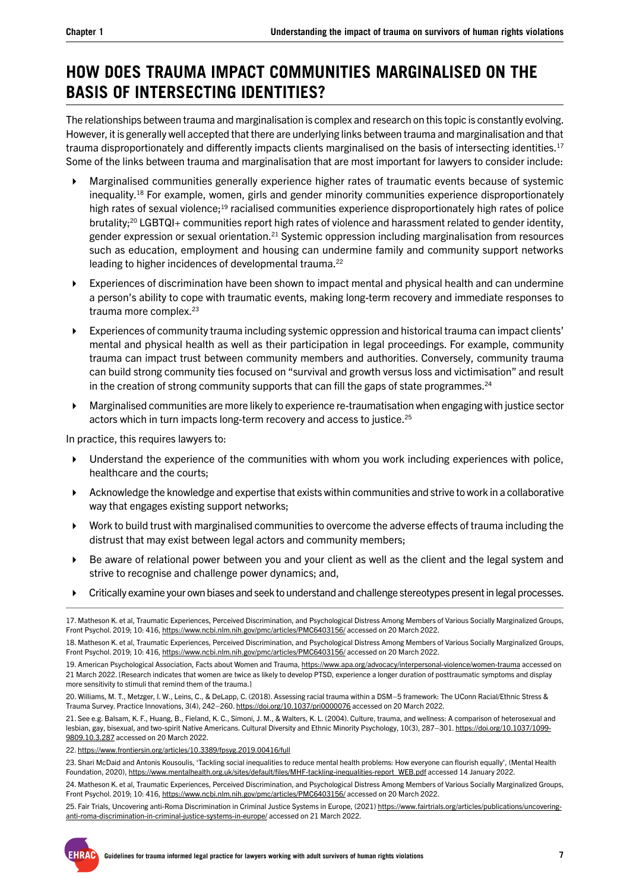## HOW DOES TRAUMA IMPACT COMMUNITIES MARGINALISED ON THE BASIS OF INTERSECTING IDENTITIES?

The relationships between trauma and marginalisation is complex and research on this topic is constantly evolving. However, it is generally well accepted that there are underlying links between trauma and marginalisation and that trauma disproportionately and differently impacts clients marginalised on the basis of intersecting identities.[17] Some of the links between trauma and marginalisation that are most important for lawyers to consider include:

- Marginalised communities generally experience higher rates of traumatic events because of systemic inequality.[18] For example, women, girls and gender minority communities experience disproportionately high rates of sexual violence;[19] racialised communities experience disproportionately high rates of police brutality;[20] LGBTQI+ communities report high rates of violence and harassment related to gender identity, gender expression or sexual orientation.[21] Systemic oppression including marginalisation from resources such as education, employment and housing can undermine family and community support networks leading to higher incidences of developmental trauma.[22]
- Experiences of discrimination have been shown to impact mental and physical health and can undermine a person's ability to cope with traumatic events, making long-term recovery and immediate responses to trauma more complex.[23]
- Experiences of community trauma including systemic oppression and historical trauma can impact clients' mental and physical health as well as their participation in legal proceedings. For example, community trauma can impact trust between community members and authorities. Conversely, community trauma can build strong community ties focused on "survival and growth versus loss and victimisation" and result in the creation of strong community supports that can fill the gaps of state programmes.[24]
- Marginalised communities are more likely to experience re-traumatisation when engaging with justice sector actors which in turn impacts long-term recovery and access to justice.[25]

In practice, this requires lawyers to:

- Understand the experience of the communities with whom you work including experiences with police, healthcare and the courts;
- Acknowledge the knowledge and expertise that exists within communities and strive to work in a collaborative way that engages existing support networks;
- Work to build trust with marginalised communities to overcome the adverse effects of trauma including the distrust that may exist between legal actors and community members;
- Be aware of relational power between you and your client as well as the client and the legal system and strive to recognise and challenge power dynamics; and,
- Critically examine your own biases and seek to understand and challenge stereotypes present in legal processes.

---

17. Matheson K. et al, Traumatic Experiences, Perceived Discrimination, and Psychological Distress Among Members of Various Socially Marginalized Groups, Front Psychol. 2019; 10: 416, https://www.ncbi.nlm.nih.gov/pmc/articles/PMC6403156/ accessed on 20 March 2022.

18. Matheson K. et al, Traumatic Experiences, Perceived Discrimination, and Psychological Distress Among Members of Various Socially Marginalized Groups, Front Psychol. 2019; 10: 416, https://www.ncbi.nlm.nih.gov/pmc/articles/PMC6403156/ accessed on 20 March 2022.

19. American Psychological Association, Facts about Women and Trauma, https://www.apa.org/advocacy/interpersonal-violence/women-trauma accessed on 21 March 2022. [Research indicates that women are twice as likely to develop PTSD, experience a longer duration of posttraumatic symptoms and display more sensitivity to stimuli that remind them of the trauma.]

20. Williams, M. T., Metzger, I. W., Leins, C., & DeLapp, C. (2018). Assessing racial trauma within a DSM–5 framework: The UConn Racial/Ethnic Stress & Trauma Survey. Practice Innovations, 3(4), 242–260. https://doi.org/10.1037/pri0000076 accessed on 20 March 2022.

21. See e.g. Balsam, K. F., Huang, B., Fieland, K. C., Simoni, J. M., & Walters, K. L. (2004). Culture, trauma, and wellness: A comparison of heterosexual and lesbian, gay, bisexual, and two-spirit Native Americans. Cultural Diversity and Ethnic Minority Psychology, 10(3), 287–301. https://doi.org/10.1037/1099-9809.10.3.287 accessed on 20 March 2022.

22. https://www.frontiersin.org/articles/10.3389/fpsyg.2019.00416/full

23. Shari McDaid and Antonis Kousoulis, 'Tackling social inequalities to reduce mental health problems: How everyone can flourish equally', (Mental Health Foundation, 2020), https://www.mentalhealth.org.uk/sites/default/files/MHF-tackling-inequalities-report_WEB.pdf accessed 14 January 2022.

24. Matheson K. et al, Traumatic Experiences, Perceived Discrimination, and Psychological Distress Among Members of Various Socially Marginalized Groups, Front Psychol. 2019; 10: 416, https://www.ncbi.nlm.nih.gov/pmc/articles/PMC6403156/ accessed on 20 March 2022.

25. Fair Trials, Uncovering anti-Roma Discrimination in Criminal Justice Systems in Europe, (2021) https://www.fairtrials.org/articles/publications/uncovering-anti-roma-discrimination-in-criminal-justice-systems-in-europe/ accessed on 21 March 2022.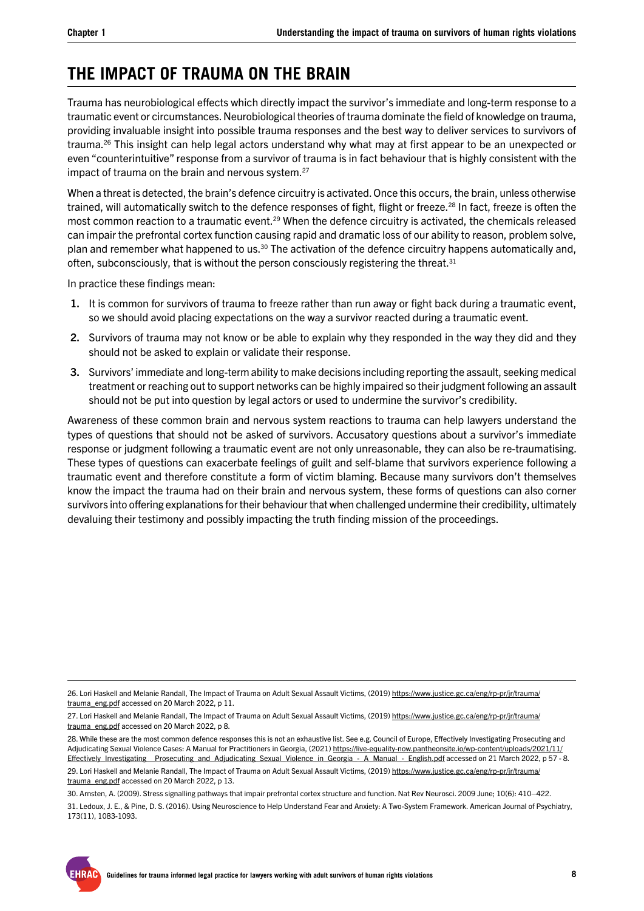## THE IMPACT OF TRAUMA ON THE BRAIN

Trauma has neurobiological effects which directly impact the survivor's immediate and long-term response to a traumatic event or circumstances. Neurobiological theories of trauma dominate the field of knowledge on trauma, providing invaluable insight into possible trauma responses and the best way to deliver services to survivors of trauma.[26] This insight can help legal actors understand why what may at first appear to be an unexpected or even "counterintuitive" response from a survivor of trauma is in fact behaviour that is highly consistent with the impact of trauma on the brain and nervous system.[27]

When a threat is detected, the brain's defence circuitry is activated. Once this occurs, the brain, unless otherwise trained, will automatically switch to the defence responses of fight, flight or freeze.[28] In fact, freeze is often the most common reaction to a traumatic event.[29] When the defence circuitry is activated, the chemicals released can impair the prefrontal cortex function causing rapid and dramatic loss of our ability to reason, problem solve, plan and remember what happened to us.[30] The activation of the defence circuitry happens automatically and, often, subconsciously, that is without the person consciously registering the threat.[31]

In practice these findings mean:

1. It is common for survivors of trauma to freeze rather than run away or fight back during a traumatic event, so we should avoid placing expectations on the way a survivor reacted during a traumatic event.
2. Survivors of trauma may not know or be able to explain why they responded in the way they did and they should not be asked to explain or validate their response.
3. Survivors' immediate and long-term ability to make decisions including reporting the assault, seeking medical treatment or reaching out to support networks can be highly impaired so their judgment following an assault should not be put into question by legal actors or used to undermine the survivor's credibility.

Awareness of these common brain and nervous system reactions to trauma can help lawyers understand the types of questions that should not be asked of survivors. Accusatory questions about a survivor's immediate response or judgment following a traumatic event are not only unreasonable, they can also be re-traumatising. These types of questions can exacerbate feelings of guilt and self-blame that survivors experience following a traumatic event and therefore constitute a form of victim blaming. Because many survivors don't themselves know the impact the trauma had on their brain and nervous system, these forms of questions can also corner survivors into offering explanations for their behaviour that when challenged undermine their credibility, ultimately devaluing their testimony and possibly impacting the truth finding mission of the proceedings.

---

26. Lori Haskell and Melanie Randall, The Impact of Trauma on Adult Sexual Assault Victims, (2019) https://www.justice.gc.ca/eng/rp-pr/jr/trauma/trauma_eng.pdf accessed on 20 March 2022, p 11.

27. Lori Haskell and Melanie Randall, The Impact of Trauma on Adult Sexual Assault Victims, (2019) https://www.justice.gc.ca/eng/rp-pr/jr/trauma/trauma_eng.pdf accessed on 20 March 2022, p 8.

28. While these are the most common defence responses this is not an exhaustive list. See e.g. Council of Europe, Effectively Investigating Prosecuting and Adjudicating Sexual Violence Cases: A Manual for Practitioners in Georgia, (2021) https://live-equality-now.pantheonsite.io/wp-content/uploads/2021/11/Effectively_Investigating__Prosecuting_and_Adjudicating_Sexual_Violence_in_Georgia_-_A_Manual_-_English.pdf accessed on 21 March 2022, p 57 - 8.

29. Lori Haskell and Melanie Randall, The Impact of Trauma on Adult Sexual Assault Victims, (2019) https://www.justice.gc.ca/eng/rp-pr/jr/trauma/trauma_eng.pdf accessed on 20 March 2022, p 13.

30. Arnsten, A. (2009). Stress signalling pathways that impair prefrontal cortex structure and function. Nat Rev Neurosci. 2009 June; 10(6): 410–422.

31. Ledoux, J. E., & Pine, D. S. (2016). Using Neuroscience to Help Understand Fear and Anxiety: A Two-System Framework. American Journal of Psychiatry, 173(11), 1083-1093.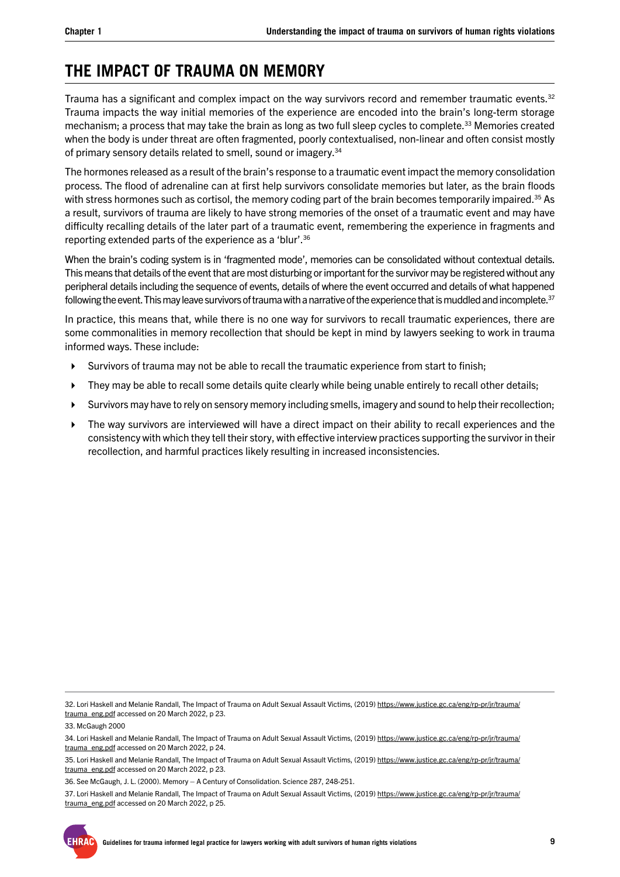## THE IMPACT OF TRAUMA ON MEMORY

Trauma has a significant and complex impact on the way survivors record and remember traumatic events.[32] Trauma impacts the way initial memories of the experience are encoded into the brain's long-term storage mechanism; a process that may take the brain as long as two full sleep cycles to complete.[33] Memories created when the body is under threat are often fragmented, poorly contextualised, non-linear and often consist mostly of primary sensory details related to smell, sound or imagery.[34]

The hormones released as a result of the brain's response to a traumatic event impact the memory consolidation process. The flood of adrenaline can at first help survivors consolidate memories but later, as the brain floods with stress hormones such as cortisol, the memory coding part of the brain becomes temporarily impaired.[35] As a result, survivors of trauma are likely to have strong memories of the onset of a traumatic event and may have difficulty recalling details of the later part of a traumatic event, remembering the experience in fragments and reporting extended parts of the experience as a 'blur'.[36]

When the brain's coding system is in 'fragmented mode', memories can be consolidated without contextual details. This means that details of the event that are most disturbing or important for the survivor may be registered without any peripheral details including the sequence of events, details of where the event occurred and details of what happened following the event. This may leave survivors of trauma with a narrative of the experience that is muddled and incomplete.[37]

In practice, this means that, while there is no one way for survivors to recall traumatic experiences, there are some commonalities in memory recollection that should be kept in mind by lawyers seeking to work in trauma informed ways. These include:

- Survivors of trauma may not be able to recall the traumatic experience from start to finish;
- They may be able to recall some details quite clearly while being unable entirely to recall other details;
- Survivors may have to rely on sensory memory including smells, imagery and sound to help their recollection;
- The way survivors are interviewed will have a direct impact on their ability to recall experiences and the consistency with which they tell their story, with effective interview practices supporting the survivor in their recollection, and harmful practices likely resulting in increased inconsistencies.

---

32. Lori Haskell and Melanie Randall, The Impact of Trauma on Adult Sexual Assault Victims, (2019) https://www.justice.gc.ca/eng/rp-pr/jr/trauma/trauma_eng.pdf accessed on 20 March 2022, p 23.

33. McGaugh 2000

34. Lori Haskell and Melanie Randall, The Impact of Trauma on Adult Sexual Assault Victims, (2019) https://www.justice.gc.ca/eng/rp-pr/jr/trauma/trauma_eng.pdf accessed on 20 March 2022, p 24.

35. Lori Haskell and Melanie Randall, The Impact of Trauma on Adult Sexual Assault Victims, (2019) https://www.justice.gc.ca/eng/rp-pr/jr/trauma/trauma_eng.pdf accessed on 20 March 2022, p 23.

36. See McGaugh, J. L. (2000). Memory – A Century of Consolidation. Science 287, 248-251.

37. Lori Haskell and Melanie Randall, The Impact of Trauma on Adult Sexual Assault Victims, (2019) https://www.justice.gc.ca/eng/rp-pr/jr/trauma/trauma_eng.pdf accessed on 20 March 2022, p 25.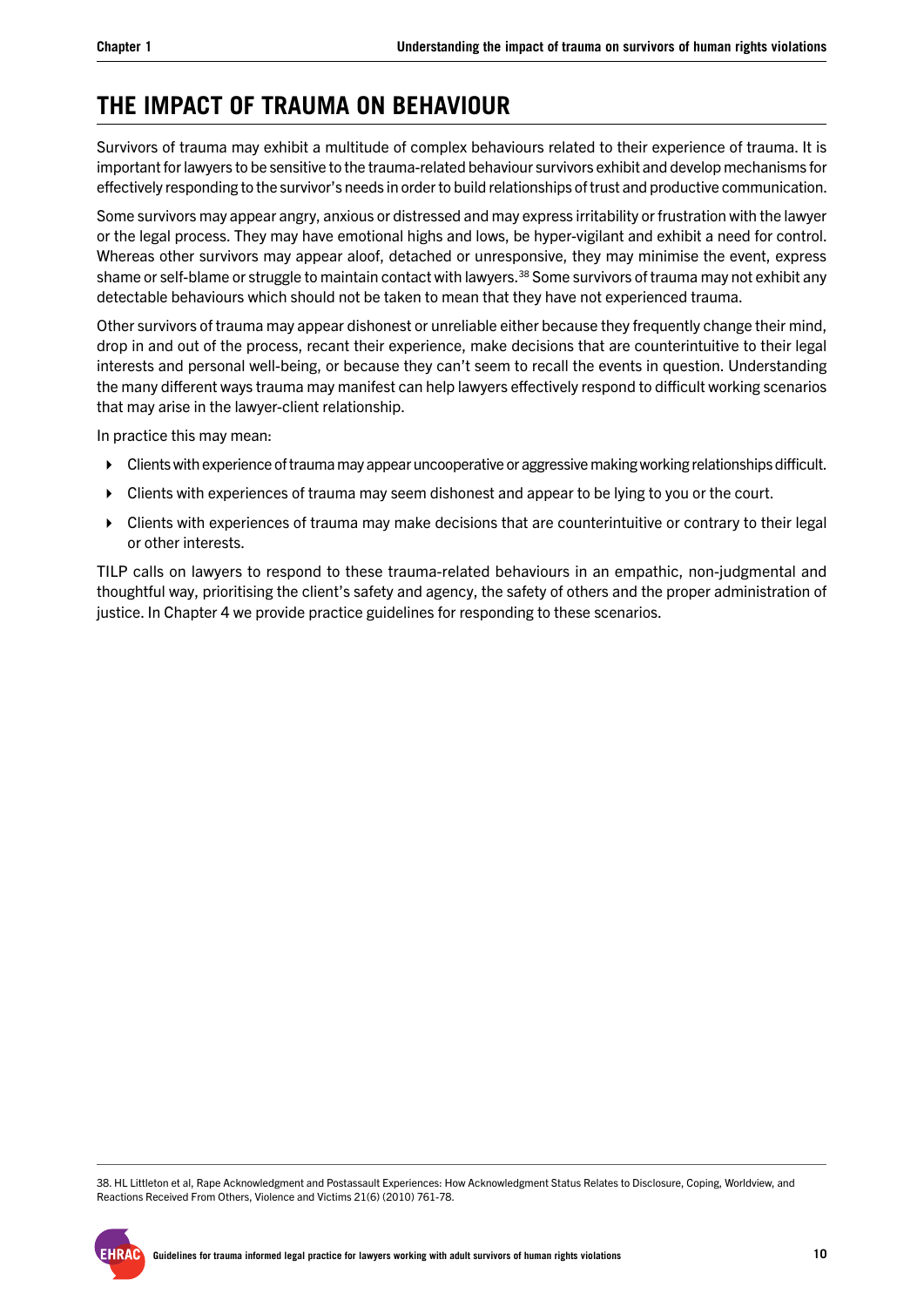## THE IMPACT OF TRAUMA ON BEHAVIOUR

Survivors of trauma may exhibit a multitude of complex behaviours related to their experience of trauma. It is important for lawyers to be sensitive to the trauma-related behaviour survivors exhibit and develop mechanisms for effectively responding to the survivor's needs in order to build relationships of trust and productive communication.

Some survivors may appear angry, anxious or distressed and may express irritability or frustration with the lawyer or the legal process. They may have emotional highs and lows, be hyper-vigilant and exhibit a need for control. Whereas other survivors may appear aloof, detached or unresponsive, they may minimise the event, express shame or self-blame or struggle to maintain contact with lawyers.[38] Some survivors of trauma may not exhibit any detectable behaviours which should not be taken to mean that they have not experienced trauma.

Other survivors of trauma may appear dishonest or unreliable either because they frequently change their mind, drop in and out of the process, recant their experience, make decisions that are counterintuitive to their legal interests and personal well-being, or because they can't seem to recall the events in question. Understanding the many different ways trauma may manifest can help lawyers effectively respond to difficult working scenarios that may arise in the lawyer-client relationship.

In practice this may mean:

- Clients with experience of trauma may appear uncooperative or aggressive making working relationships difficult.
- Clients with experiences of trauma may seem dishonest and appear to be lying to you or the court.
- Clients with experiences of trauma may make decisions that are counterintuitive or contrary to their legal or other interests.

TILP calls on lawyers to respond to these trauma-related behaviours in an empathic, non-judgmental and thoughtful way, prioritising the client's safety and agency, the safety of others and the proper administration of justice. In Chapter 4 we provide practice guidelines for responding to these scenarios.

---

38. HL Littleton et al, Rape Acknowledgment and Postassault Experiences: How Acknowledgment Status Relates to Disclosure, Coping, Worldview, and Reactions Received From Others, Violence and Victims 21(6) (2010) 761-78.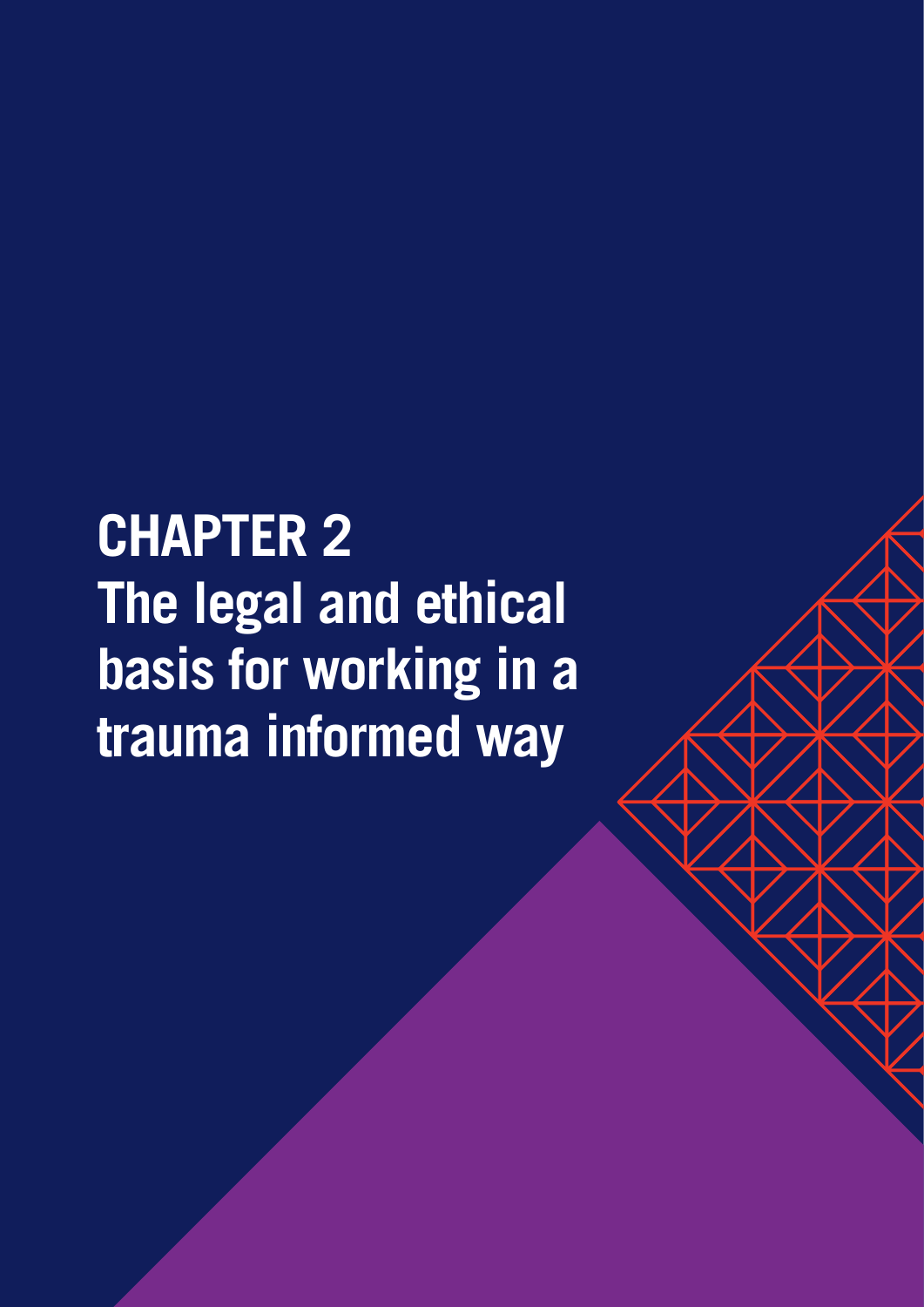# CHAPTER 2
# The legal and ethical basis for working in a trauma informed way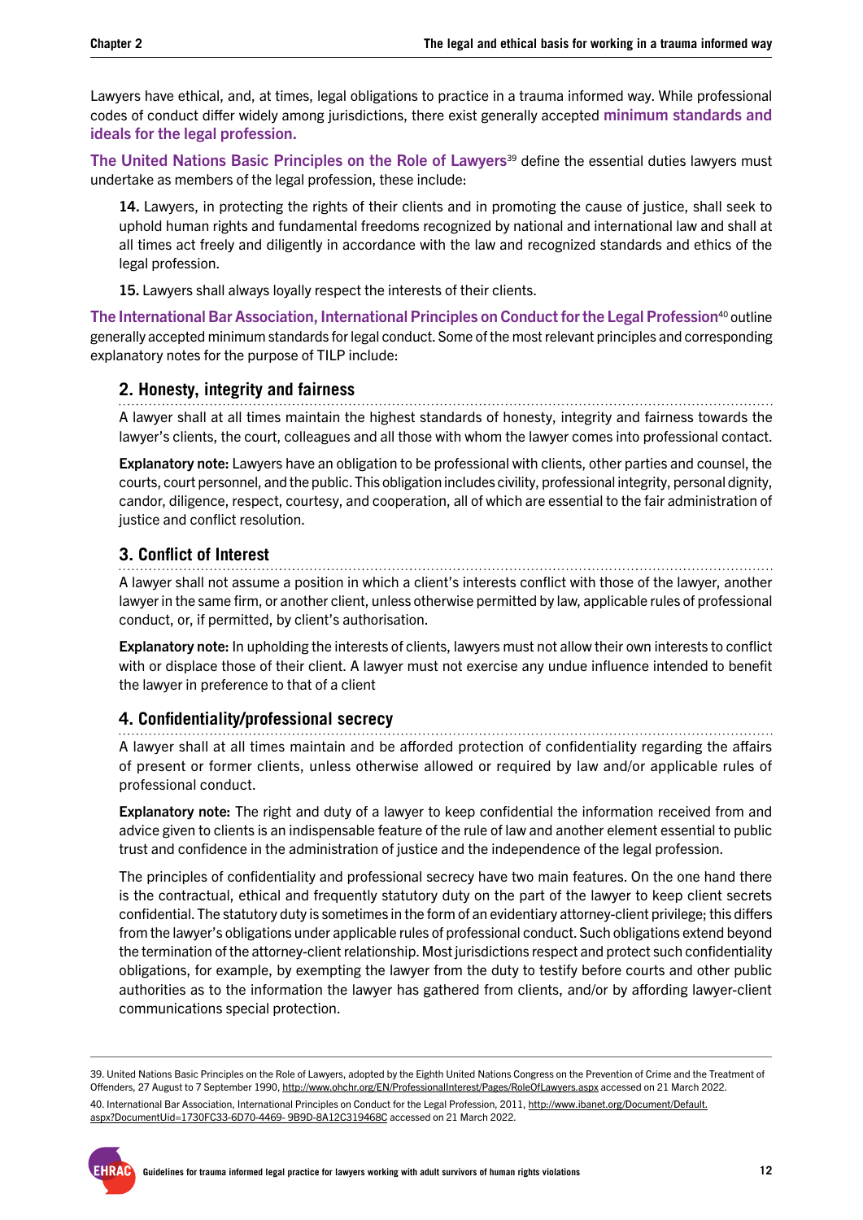Lawyers have ethical, and, at times, legal obligations to practice in a trauma informed way. While professional codes of conduct differ widely among jurisdictions, there exist generally accepted **minimum standards and ideals for the legal profession.**

**The United Nations Basic Principles on the Role of Lawyers**[39] define the essential duties lawyers must undertake as members of the legal profession, these include:

> **14.** Lawyers, in protecting the rights of their clients and in promoting the cause of justice, shall seek to uphold human rights and fundamental freedoms recognized by national and international law and shall at all times act freely and diligently in accordance with the law and recognized standards and ethics of the legal profession.
>
> **15.** Lawyers shall always loyally respect the interests of their clients.

**The International Bar Association, International Principles on Conduct for the Legal Profession**[40] outline generally accepted minimum standards for legal conduct. Some of the most relevant principles and corresponding explanatory notes for the purpose of TILP include:

### 2. Honesty, integrity and fairness

A lawyer shall at all times maintain the highest standards of honesty, integrity and fairness towards the lawyer's clients, the court, colleagues and all those with whom the lawyer comes into professional contact.

**Explanatory note:** Lawyers have an obligation to be professional with clients, other parties and counsel, the courts, court personnel, and the public. This obligation includes civility, professional integrity, personal dignity, candor, diligence, respect, courtesy, and cooperation, all of which are essential to the fair administration of justice and conflict resolution.

### 3. Conflict of Interest

A lawyer shall not assume a position in which a client's interests conflict with those of the lawyer, another lawyer in the same firm, or another client, unless otherwise permitted by law, applicable rules of professional conduct, or, if permitted, by client's authorisation.

**Explanatory note:** In upholding the interests of clients, lawyers must not allow their own interests to conflict with or displace those of their client. A lawyer must not exercise any undue influence intended to benefit the lawyer in preference to that of a client

### 4. Confidentiality/professional secrecy

A lawyer shall at all times maintain and be afforded protection of confidentiality regarding the affairs of present or former clients, unless otherwise allowed or required by law and/or applicable rules of professional conduct.

**Explanatory note:** The right and duty of a lawyer to keep confidential the information received from and advice given to clients is an indispensable feature of the rule of law and another element essential to public trust and confidence in the administration of justice and the independence of the legal profession.

The principles of confidentiality and professional secrecy have two main features. On the one hand there is the contractual, ethical and frequently statutory duty on the part of the lawyer to keep client secrets confidential. The statutory duty is sometimes in the form of an evidentiary attorney-client privilege; this differs from the lawyer's obligations under applicable rules of professional conduct. Such obligations extend beyond the termination of the attorney-client relationship. Most jurisdictions respect and protect such confidentiality obligations, for example, by exempting the lawyer from the duty to testify before courts and other public authorities as to the information the lawyer has gathered from clients, and/or by affording lawyer-client communications special protection.

---

39. United Nations Basic Principles on the Role of Lawyers, adopted by the Eighth United Nations Congress on the Prevention of Crime and the Treatment of Offenders, 27 August to 7 September 1990, http://www.ohchr.org/EN/ProfessionalInterest/Pages/RoleOfLawyers.aspx accessed on 21 March 2022.

40. International Bar Association, International Principles on Conduct for the Legal Profession, 2011, http://www.ibanet.org/Document/Default.aspx?DocumentUid=1730FC33-6D70-4469- 9B9D-8A12C319468C accessed on 21 March 2022.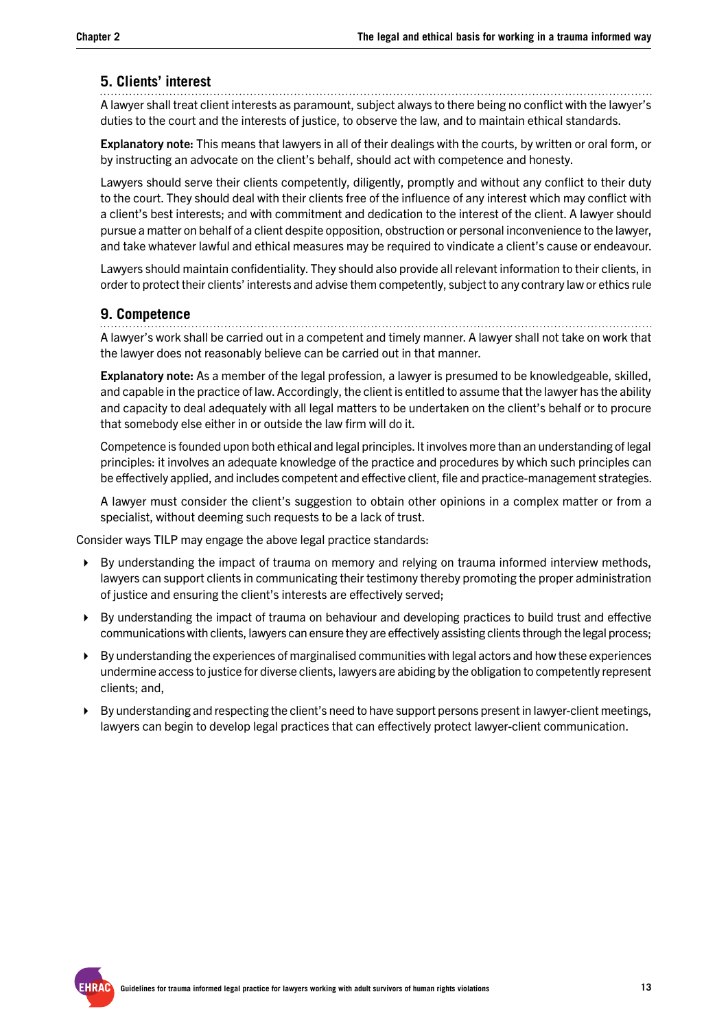### 5. Clients' interest

A lawyer shall treat client interests as paramount, subject always to there being no conflict with the lawyer's duties to the court and the interests of justice, to observe the law, and to maintain ethical standards.

**Explanatory note:** This means that lawyers in all of their dealings with the courts, by written or oral form, or by instructing an advocate on the client's behalf, should act with competence and honesty.

Lawyers should serve their clients competently, diligently, promptly and without any conflict to their duty to the court. They should deal with their clients free of the influence of any interest which may conflict with a client's best interests; and with commitment and dedication to the interest of the client. A lawyer should pursue a matter on behalf of a client despite opposition, obstruction or personal inconvenience to the lawyer, and take whatever lawful and ethical measures may be required to vindicate a client's cause or endeavour.

Lawyers should maintain confidentiality. They should also provide all relevant information to their clients, in order to protect their clients' interests and advise them competently, subject to any contrary law or ethics rule

### 9. Competence

A lawyer's work shall be carried out in a competent and timely manner. A lawyer shall not take on work that the lawyer does not reasonably believe can be carried out in that manner.

**Explanatory note:** As a member of the legal profession, a lawyer is presumed to be knowledgeable, skilled, and capable in the practice of law. Accordingly, the client is entitled to assume that the lawyer has the ability and capacity to deal adequately with all legal matters to be undertaken on the client's behalf or to procure that somebody else either in or outside the law firm will do it.

Competence is founded upon both ethical and legal principles. It involves more than an understanding of legal principles: it involves an adequate knowledge of the practice and procedures by which such principles can be effectively applied, and includes competent and effective client, file and practice-management strategies.

A lawyer must consider the client's suggestion to obtain other opinions in a complex matter or from a specialist, without deeming such requests to be a lack of trust.

Consider ways TILP may engage the above legal practice standards:

- By understanding the impact of trauma on memory and relying on trauma informed interview methods, lawyers can support clients in communicating their testimony thereby promoting the proper administration of justice and ensuring the client's interests are effectively served;
- By understanding the impact of trauma on behaviour and developing practices to build trust and effective communications with clients, lawyers can ensure they are effectively assisting clients through the legal process;
- By understanding the experiences of marginalised communities with legal actors and how these experiences undermine access to justice for diverse clients, lawyers are abiding by the obligation to competently represent clients; and,
- By understanding and respecting the client's need to have support persons present in lawyer-client meetings, lawyers can begin to develop legal practices that can effectively protect lawyer-client communication.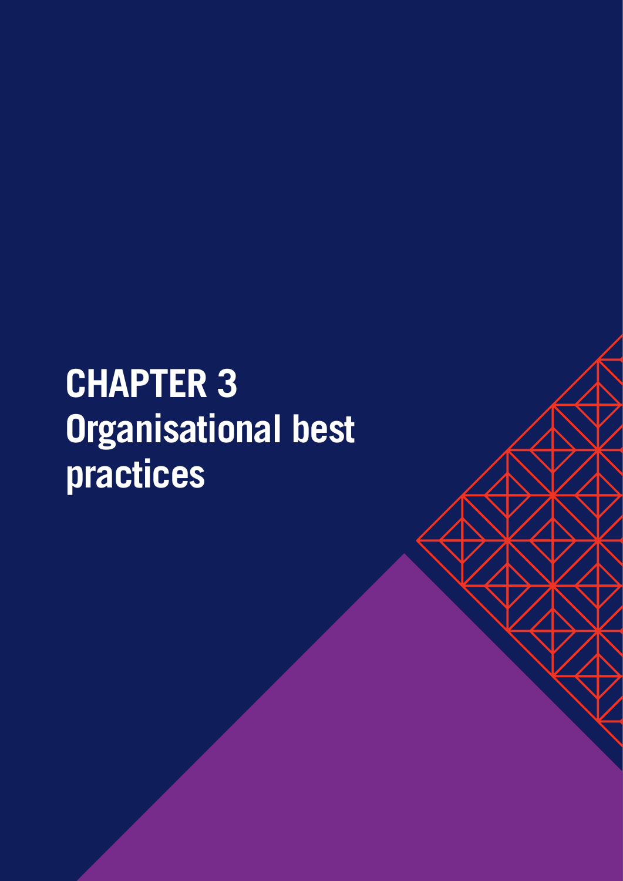# CHAPTER 3 Organisational best practices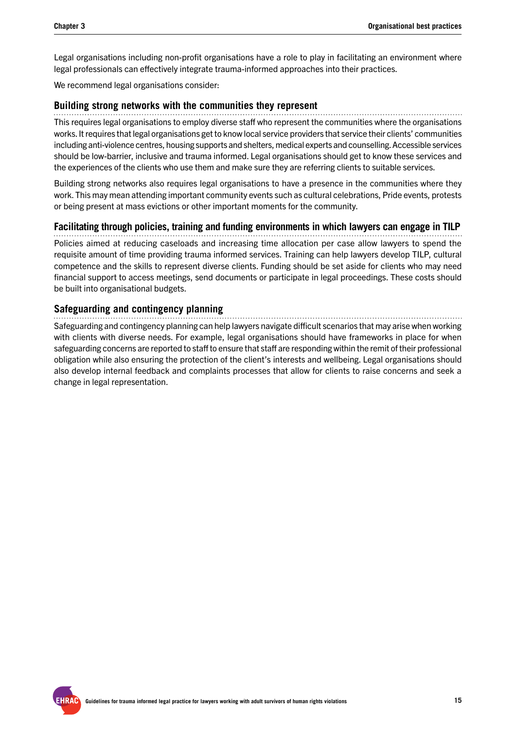Legal organisations including non-profit organisations have a role to play in facilitating an environment where legal professionals can effectively integrate trauma-informed approaches into their practices.

We recommend legal organisations consider:

### Building strong networks with the communities they represent

This requires legal organisations to employ diverse staff who represent the communities where the organisations works. It requires that legal organisations get to know local service providers that service their clients' communities including anti-violence centres, housing supports and shelters, medical experts and counselling. Accessible services should be low-barrier, inclusive and trauma informed. Legal organisations should get to know these services and the experiences of the clients who use them and make sure they are referring clients to suitable services.

Building strong networks also requires legal organisations to have a presence in the communities where they work. This may mean attending important community events such as cultural celebrations, Pride events, protests or being present at mass evictions or other important moments for the community.

### Facilitating through policies, training and funding environments in which lawyers can engage in TILP

Policies aimed at reducing caseloads and increasing time allocation per case allow lawyers to spend the requisite amount of time providing trauma informed services. Training can help lawyers develop TILP, cultural competence and the skills to represent diverse clients. Funding should be set aside for clients who may need financial support to access meetings, send documents or participate in legal proceedings. These costs should be built into organisational budgets.

### Safeguarding and contingency planning

Safeguarding and contingency planning can help lawyers navigate difficult scenarios that may arise when working with clients with diverse needs. For example, legal organisations should have frameworks in place for when safeguarding concerns are reported to staff to ensure that staff are responding within the remit of their professional obligation while also ensuring the protection of the client's interests and wellbeing. Legal organisations should also develop internal feedback and complaints processes that allow for clients to raise concerns and seek a change in legal representation.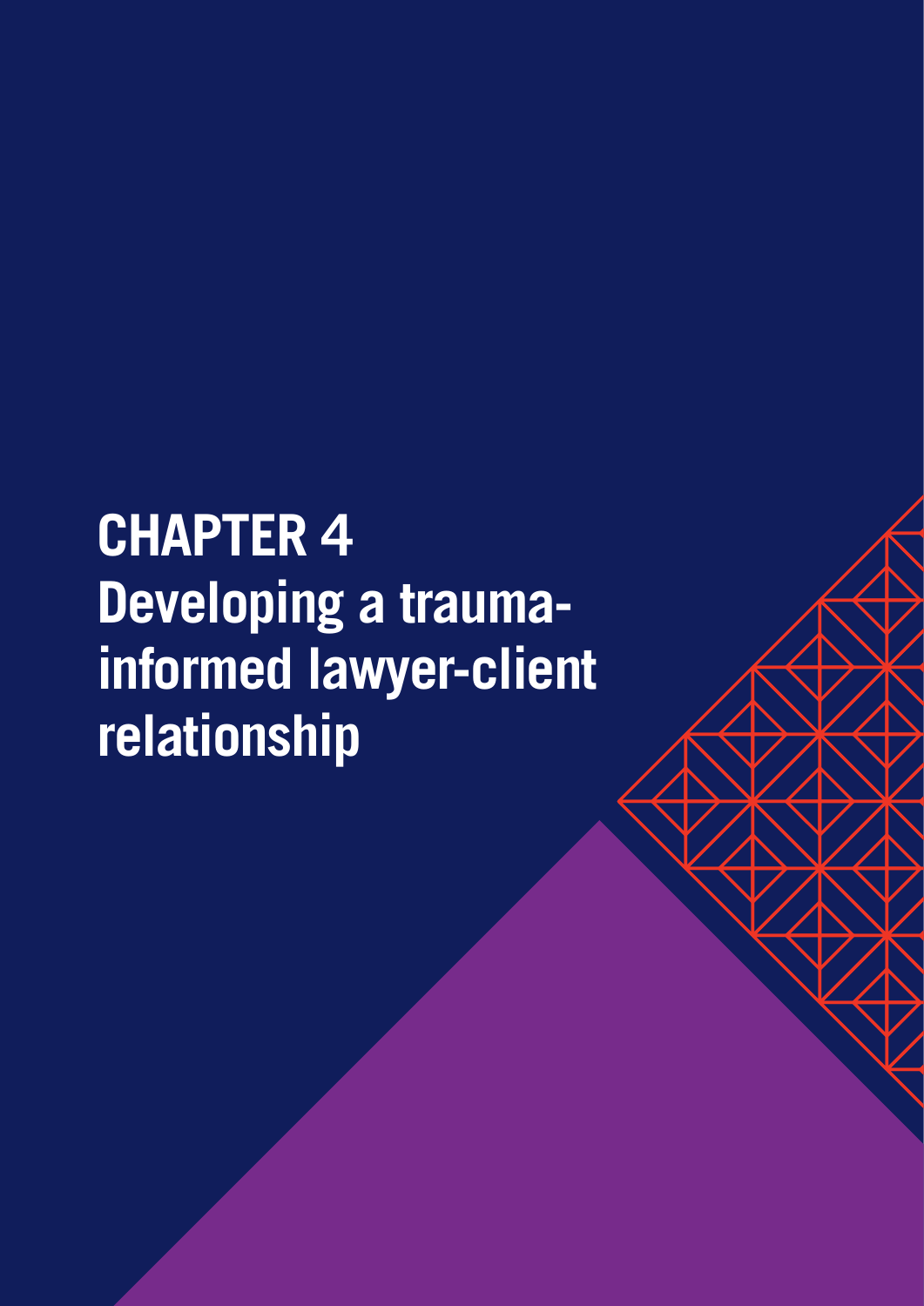# CHAPTER 4
# Developing a trauma-informed lawyer-client relationship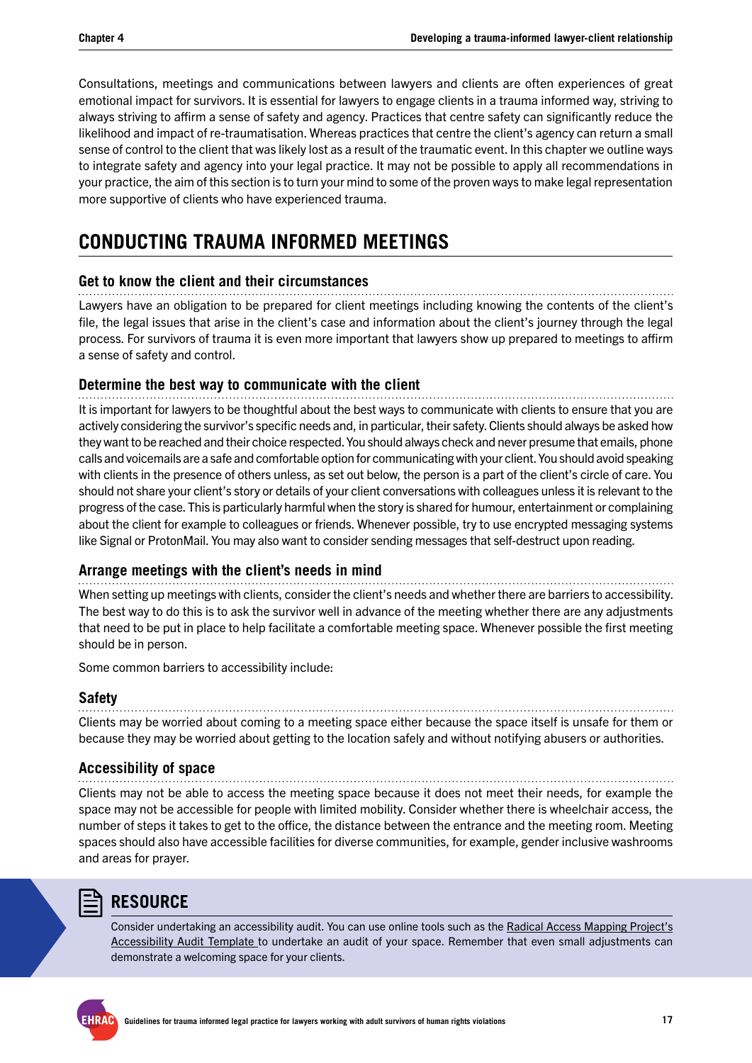Consultations, meetings and communications between lawyers and clients are often experiences of great emotional impact for survivors. It is essential for lawyers to engage clients in a trauma informed way, striving to always striving to affirm a sense of safety and agency. Practices that centre safety can significantly reduce the likelihood and impact of re-traumatisation. Whereas practices that centre the client's agency can return a small sense of control to the client that was likely lost as a result of the traumatic event. In this chapter we outline ways to integrate safety and agency into your legal practice. It may not be possible to apply all recommendations in your practice, the aim of this section is to turn your mind to some of the proven ways to make legal representation more supportive of clients who have experienced trauma.

## CONDUCTING TRAUMA INFORMED MEETINGS

### Get to know the client and their circumstances

Lawyers have an obligation to be prepared for client meetings including knowing the contents of the client's file, the legal issues that arise in the client's case and information about the client's journey through the legal process. For survivors of trauma it is even more important that lawyers show up prepared to meetings to affirm a sense of safety and control.

### Determine the best way to communicate with the client

It is important for lawyers to be thoughtful about the best ways to communicate with clients to ensure that you are actively considering the survivor's specific needs and, in particular, their safety. Clients should always be asked how they want to be reached and their choice respected. You should always check and never presume that emails, phone calls and voicemails are a safe and comfortable option for communicating with your client. You should avoid speaking with clients in the presence of others unless, as set out below, the person is a part of the client's circle of care. You should not share your client's story or details of your client conversations with colleagues unless it is relevant to the progress of the case. This is particularly harmful when the story is shared for humour, entertainment or complaining about the client for example to colleagues or friends. Whenever possible, try to use encrypted messaging systems like Signal or ProtonMail. You may also want to consider sending messages that self-destruct upon reading.

### Arrange meetings with the client's needs in mind

When setting up meetings with clients, consider the client's needs and whether there are barriers to accessibility. The best way to do this is to ask the survivor well in advance of the meeting whether there are any adjustments that need to be put in place to help facilitate a comfortable meeting space. Whenever possible the first meeting should be in person.

Some common barriers to accessibility include:

### Safety

Clients may be worried about coming to a meeting space either because the space itself is unsafe for them or because they may be worried about getting to the location safely and without notifying abusers or authorities.

### Accessibility of space

Clients may not be able to access the meeting space because it does not meet their needs, for example the space may not be accessible for people with limited mobility. Consider whether there is wheelchair access, the number of steps it takes to get to the office, the distance between the entrance and the meeting room. Meeting spaces should also have accessible facilities for diverse communities, for example, gender inclusive washrooms and areas for prayer.

> **RESOURCE**
>
> Consider undertaking an accessibility audit. You can use online tools such as the Radical Access Mapping Project's Accessibility Audit Template to undertake an audit of your space. Remember that even small adjustments can demonstrate a welcoming space for your clients.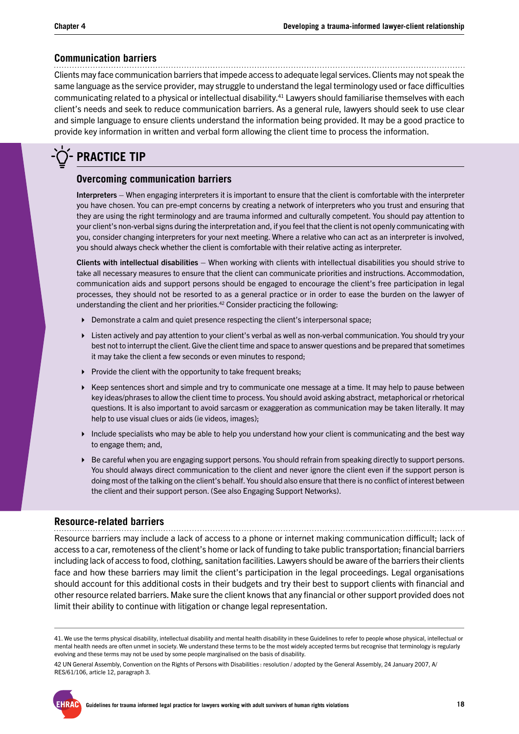### Communication barriers

Clients may face communication barriers that impede access to adequate legal services. Clients may not speak the same language as the service provider, may struggle to understand the legal terminology used or face difficulties communicating related to a physical or intellectual disability.[41] Lawyers should familiarise themselves with each client's needs and seek to reduce communication barriers. As a general rule, lawyers should seek to use clear and simple language to ensure clients understand the information being provided. It may be a good practice to provide key information in written and verbal form allowing the client time to process the information.

## PRACTICE TIP

### Overcoming communication barriers

**Interpreters** – When engaging interpreters it is important to ensure that the client is comfortable with the interpreter you have chosen. You can pre-empt concerns by creating a network of interpreters who you trust and ensuring that they are using the right terminology and are trauma informed and culturally competent. You should pay attention to your client's non-verbal signs during the interpretation and, if you feel that the client is not openly communicating with you, consider changing interpreters for your next meeting. Where a relative who can act as an interpreter is involved, you should always check whether the client is comfortable with their relative acting as interpreter.

**Clients with intellectual disabilities** – When working with clients with intellectual disabilities you should strive to take all necessary measures to ensure that the client can communicate priorities and instructions. Accommodation, communication aids and support persons should be engaged to encourage the client's free participation in legal processes, they should not be resorted to as a general practice or in order to ease the burden on the lawyer of understanding the client and her priorities.[42] Consider practicing the following:

- Demonstrate a calm and quiet presence respecting the client's interpersonal space;
- Listen actively and pay attention to your client's verbal as well as non-verbal communication. You should try your best not to interrupt the client. Give the client time and space to answer questions and be prepared that sometimes it may take the client a few seconds or even minutes to respond;
- Provide the client with the opportunity to take frequent breaks;
- Keep sentences short and simple and try to communicate one message at a time. It may help to pause between key ideas/phrases to allow the client time to process. You should avoid asking abstract, metaphorical or rhetorical questions. It is also important to avoid sarcasm or exaggeration as communication may be taken literally. It may help to use visual clues or aids (ie videos, images);
- Include specialists who may be able to help you understand how your client is communicating and the best way to engage them; and,
- Be careful when you are engaging support persons. You should refrain from speaking directly to support persons. You should always direct communication to the client and never ignore the client even if the support person is doing most of the talking on the client's behalf. You should also ensure that there is no conflict of interest between the client and their support person. (See also Engaging Support Networks).

### Resource-related barriers

Resource barriers may include a lack of access to a phone or internet making communication difficult; lack of access to a car, remoteness of the client's home or lack of funding to take public transportation; financial barriers including lack of access to food, clothing, sanitation facilities. Lawyers should be aware of the barriers their clients face and how these barriers may limit the client's participation in the legal proceedings. Legal organisations should account for this additional costs in their budgets and try their best to support clients with financial and other resource related barriers. Make sure the client knows that any financial or other support provided does not limit their ability to continue with litigation or change legal representation.

---

41. We use the terms physical disability, intellectual disability and mental health disability in these Guidelines to refer to people whose physical, intellectual or mental health needs are often unmet in society. We understand these terms to be the most widely accepted terms but recognise that terminology is regularly evolving and these terms may not be used by some people marginalised on the basis of disability.

42 UN General Assembly, Convention on the Rights of Persons with Disabilities : resolution / adopted by the General Assembly, 24 January 2007, A/RES/61/106, article 12, paragraph 3.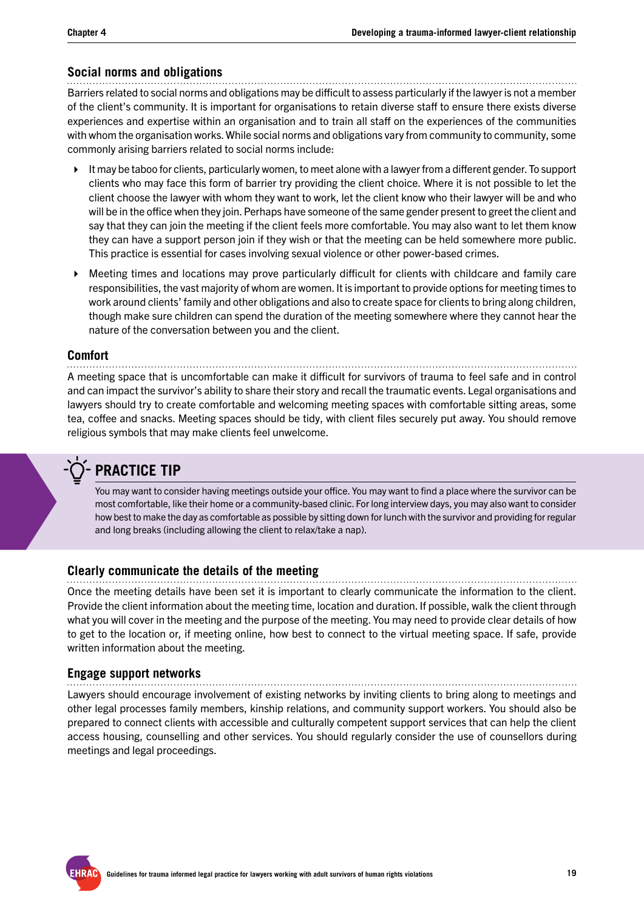### Social norms and obligations

Barriers related to social norms and obligations may be difficult to assess particularly if the lawyer is not a member of the client's community. It is important for organisations to retain diverse staff to ensure there exists diverse experiences and expertise within an organisation and to train all staff on the experiences of the communities with whom the organisation works. While social norms and obligations vary from community to community, some commonly arising barriers related to social norms include:

- It may be taboo for clients, particularly women, to meet alone with a lawyer from a different gender. To support clients who may face this form of barrier try providing the client choice. Where it is not possible to let the client choose the lawyer with whom they want to work, let the client know who their lawyer will be and who will be in the office when they join. Perhaps have someone of the same gender present to greet the client and say that they can join the meeting if the client feels more comfortable. You may also want to let them know they can have a support person join if they wish or that the meeting can be held somewhere more public. This practice is essential for cases involving sexual violence or other power-based crimes.
- Meeting times and locations may prove particularly difficult for clients with childcare and family care responsibilities, the vast majority of whom are women. It is important to provide options for meeting times to work around clients' family and other obligations and also to create space for clients to bring along children, though make sure children can spend the duration of the meeting somewhere where they cannot hear the nature of the conversation between you and the client.

### Comfort

A meeting space that is uncomfortable can make it difficult for survivors of trauma to feel safe and in control and can impact the survivor's ability to share their story and recall the traumatic events. Legal organisations and lawyers should try to create comfortable and welcoming meeting spaces with comfortable sitting areas, some tea, coffee and snacks. Meeting spaces should be tidy, with client files securely put away. You should remove religious symbols that may make clients feel unwelcome.

> **PRACTICE TIP**
>
> You may want to consider having meetings outside your office. You may want to find a place where the survivor can be most comfortable, like their home or a community-based clinic. For long interview days, you may also want to consider how best to make the day as comfortable as possible by sitting down for lunch with the survivor and providing for regular and long breaks (including allowing the client to relax/take a nap).

### Clearly communicate the details of the meeting

Once the meeting details have been set it is important to clearly communicate the information to the client. Provide the client information about the meeting time, location and duration. If possible, walk the client through what you will cover in the meeting and the purpose of the meeting. You may need to provide clear details of how to get to the location or, if meeting online, how best to connect to the virtual meeting space. If safe, provide written information about the meeting.

### Engage support networks

Lawyers should encourage involvement of existing networks by inviting clients to bring along to meetings and other legal processes family members, kinship relations, and community support workers. You should also be prepared to connect clients with accessible and culturally competent support services that can help the client access housing, counselling and other services. You should regularly consider the use of counsellors during meetings and legal proceedings.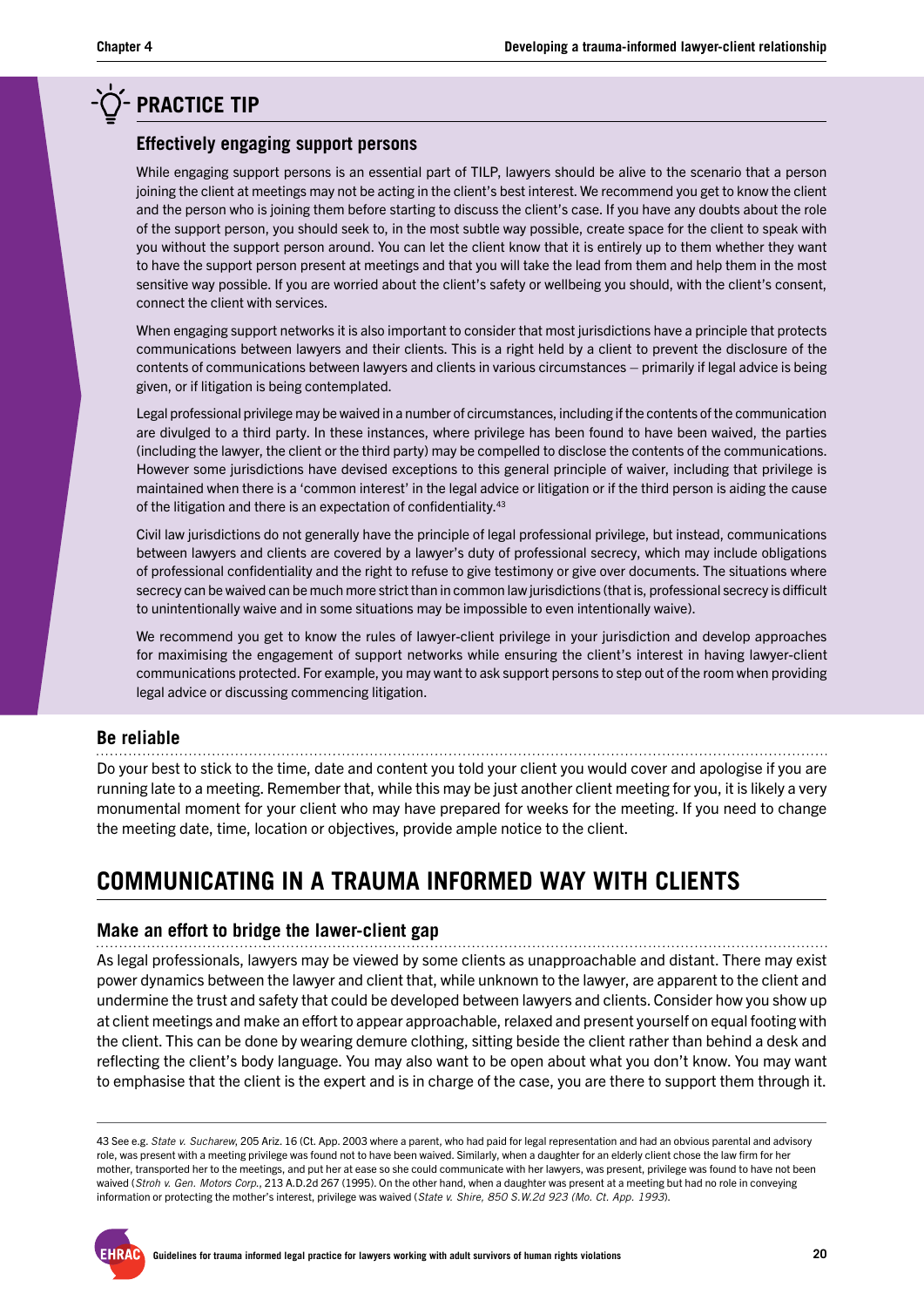## PRACTICE TIP

### Effectively engaging support persons

While engaging support persons is an essential part of TILP, lawyers should be alive to the scenario that a person joining the client at meetings may not be acting in the client's best interest. We recommend you get to know the client and the person who is joining them before starting to discuss the client's case. If you have any doubts about the role of the support person, you should seek to, in the most subtle way possible, create space for the client to speak with you without the support person around. You can let the client know that it is entirely up to them whether they want to have the support person present at meetings and that you will take the lead from them and help them in the most sensitive way possible. If you are worried about the client's safety or wellbeing you should, with the client's consent, connect the client with services.

When engaging support networks it is also important to consider that most jurisdictions have a principle that protects communications between lawyers and their clients. This is a right held by a client to prevent the disclosure of the contents of communications between lawyers and clients in various circumstances – primarily if legal advice is being given, or if litigation is being contemplated.

Legal professional privilege may be waived in a number of circumstances, including if the contents of the communication are divulged to a third party. In these instances, where privilege has been found to have been waived, the parties (including the lawyer, the client or the third party) may be compelled to disclose the contents of the communications. However some jurisdictions have devised exceptions to this general principle of waiver, including that privilege is maintained when there is a 'common interest' in the legal advice or litigation or if the third person is aiding the cause of the litigation and there is an expectation of confidentiality.[43]

Civil law jurisdictions do not generally have the principle of legal professional privilege, but instead, communications between lawyers and clients are covered by a lawyer's duty of professional secrecy, which may include obligations of professional confidentiality and the right to refuse to give testimony or give over documents. The situations where secrecy can be waived can be much more strict than in common law jurisdictions (that is, professional secrecy is difficult to unintentionally waive and in some situations may be impossible to even intentionally waive).

We recommend you get to know the rules of lawyer-client privilege in your jurisdiction and develop approaches for maximising the engagement of support networks while ensuring the client's interest in having lawyer-client communications protected. For example, you may want to ask support persons to step out of the room when providing legal advice or discussing commencing litigation.

### Be reliable

Do your best to stick to the time, date and content you told your client you would cover and apologise if you are running late to a meeting. Remember that, while this may be just another client meeting for you, it is likely a very monumental moment for your client who may have prepared for weeks for the meeting. If you need to change the meeting date, time, location or objectives, provide ample notice to the client.

## COMMUNICATING IN A TRAUMA INFORMED WAY WITH CLIENTS

### Make an effort to bridge the lawer-client gap

As legal professionals, lawyers may be viewed by some clients as unapproachable and distant. There may exist power dynamics between the lawyer and client that, while unknown to the lawyer, are apparent to the client and undermine the trust and safety that could be developed between lawyers and clients. Consider how you show up at client meetings and make an effort to appear approachable, relaxed and present yourself on equal footing with the client. This can be done by wearing demure clothing, sitting beside the client rather than behind a desk and reflecting the client's body language. You may also want to be open about what you don't know. You may want to emphasise that the client is the expert and is in charge of the case, you are there to support them through it.

---

43 See e.g. *State v. Sucharew*, 205 Ariz. 16 (Ct. App. 2003 where a parent, who had paid for legal representation and had an obvious parental and advisory role, was present with a meeting privilege was found not to have been waived. Similarly, when a daughter for an elderly client chose the law firm for her mother, transported her to the meetings, and put her at ease so she could communicate with her lawyers, was present, privilege was found to have not been waived (*Stroh v. Gen. Motors Corp.*, 213 A.D.2d 267 (1995). On the other hand, when a daughter was present at a meeting but had no role in conveying information or protecting the mother's interest, privilege was waived (*State v. Shire, 850 S.W.2d 923 (Mo. Ct. App. 1993*).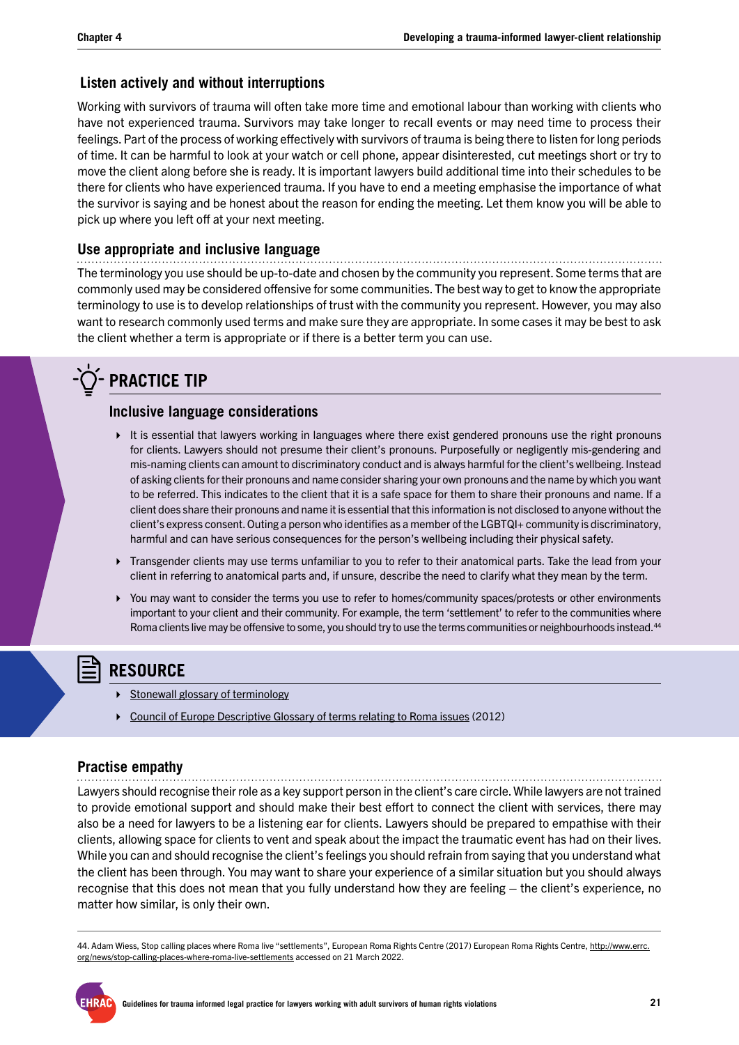### Listen actively and without interruptions

Working with survivors of trauma will often take more time and emotional labour than working with clients who have not experienced trauma. Survivors may take longer to recall events or may need time to process their feelings. Part of the process of working effectively with survivors of trauma is being there to listen for long periods of time. It can be harmful to look at your watch or cell phone, appear disinterested, cut meetings short or try to move the client along before she is ready. It is important lawyers build additional time into their schedules to be there for clients who have experienced trauma. If you have to end a meeting emphasise the importance of what the survivor is saying and be honest about the reason for ending the meeting. Let them know you will be able to pick up where you left off at your next meeting.

### Use appropriate and inclusive language

The terminology you use should be up-to-date and chosen by the community you represent. Some terms that are commonly used may be considered offensive for some communities. The best way to get to know the appropriate terminology to use is to develop relationships of trust with the community you represent. However, you may also want to research commonly used terms and make sure they are appropriate. In some cases it may be best to ask the client whether a term is appropriate or if there is a better term you can use.

## PRACTICE TIP

### Inclusive language considerations

- It is essential that lawyers working in languages where there exist gendered pronouns use the right pronouns for clients. Lawyers should not presume their client's pronouns. Purposefully or negligently mis-gendering and mis-naming clients can amount to discriminatory conduct and is always harmful for the client's wellbeing. Instead of asking clients for their pronouns and name consider sharing your own pronouns and the name by which you want to be referred. This indicates to the client that it is a safe space for them to share their pronouns and name. If a client does share their pronouns and name it is essential that this information is not disclosed to anyone without the client's express consent. Outing a person who identifies as a member of the LGBTQI+ community is discriminatory, harmful and can have serious consequences for the person's wellbeing including their physical safety.
- Transgender clients may use terms unfamiliar to you to refer to their anatomical parts. Take the lead from your client in referring to anatomical parts and, if unsure, describe the need to clarify what they mean by the term.
- You may want to consider the terms you use to refer to homes/community spaces/protests or other environments important to your client and their community. For example, the term 'settlement' to refer to the communities where Roma clients live may be offensive to some, you should try to use the terms communities or neighbourhoods instead.[44]

## RESOURCE

- Stonewall glossary of terminology
- Council of Europe Descriptive Glossary of terms relating to Roma issues (2012)

### Practise empathy

Lawyers should recognise their role as a key support person in the client's care circle. While lawyers are not trained to provide emotional support and should make their best effort to connect the client with services, there may also be a need for lawyers to be a listening ear for clients. Lawyers should be prepared to empathise with their clients, allowing space for clients to vent and speak about the impact the traumatic event has had on their lives. While you can and should recognise the client's feelings you should refrain from saying that you understand what the client has been through. You may want to share your experience of a similar situation but you should always recognise that this does not mean that you fully understand how they are feeling – the client's experience, no matter how similar, is only their own.

44. Adam Wiess, Stop calling places where Roma live "settlements", European Roma Rights Centre (2017) European Roma Rights Centre, http://www.errc.org/news/stop-calling-places-where-roma-live-settlements accessed on 21 March 2022.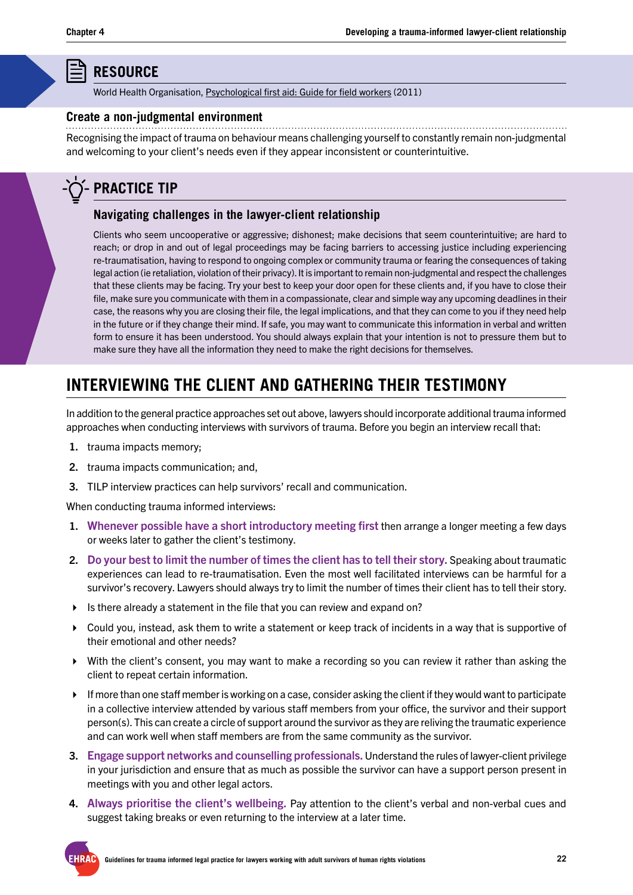### RESOURCE

World Health Organisation, Psychological first aid: Guide for field workers (2011)

### Create a non-judgmental environment

Recognising the impact of trauma on behaviour means challenging yourself to constantly remain non-judgmental and welcoming to your client's needs even if they appear inconsistent or counterintuitive.

### PRACTICE TIP

#### Navigating challenges in the lawyer-client relationship

Clients who seem uncooperative or aggressive; dishonest; make decisions that seem counterintuitive; are hard to reach; or drop in and out of legal proceedings may be facing barriers to accessing justice including experiencing re-traumatisation, having to respond to ongoing complex or community trauma or fearing the consequences of taking legal action (ie retaliation, violation of their privacy). It is important to remain non-judgmental and respect the challenges that these clients may be facing. Try your best to keep your door open for these clients and, if you have to close their file, make sure you communicate with them in a compassionate, clear and simple way any upcoming deadlines in their case, the reasons why you are closing their file, the legal implications, and that they can come to you if they need help in the future or if they change their mind. If safe, you may want to communicate this information in verbal and written form to ensure it has been understood. You should always explain that your intention is not to pressure them but to make sure they have all the information they need to make the right decisions for themselves.

## INTERVIEWING THE CLIENT AND GATHERING THEIR TESTIMONY

In addition to the general practice approaches set out above, lawyers should incorporate additional trauma informed approaches when conducting interviews with survivors of trauma. Before you begin an interview recall that:

1. trauma impacts memory;
2. trauma impacts communication; and,
3. TILP interview practices can help survivors' recall and communication.

When conducting trauma informed interviews:

1. **Whenever possible have a short introductory meeting first** then arrange a longer meeting a few days or weeks later to gather the client's testimony.
2. **Do your best to limit the number of times the client has to tell their story.** Speaking about traumatic experiences can lead to re-traumatisation. Even the most well facilitated interviews can be harmful for a survivor's recovery. Lawyers should always try to limit the number of times their client has to tell their story.
   - Is there already a statement in the file that you can review and expand on?
   - Could you, instead, ask them to write a statement or keep track of incidents in a way that is supportive of their emotional and other needs?
   - With the client's consent, you may want to make a recording so you can review it rather than asking the client to repeat certain information.
   - If more than one staff member is working on a case, consider asking the client if they would want to participate in a collective interview attended by various staff members from your office, the survivor and their support person(s). This can create a circle of support around the survivor as they are reliving the traumatic experience and can work well when staff members are from the same community as the survivor.
3. **Engage support networks and counselling professionals.** Understand the rules of lawyer-client privilege in your jurisdiction and ensure that as much as possible the survivor can have a support person present in meetings with you and other legal actors.
4. **Always prioritise the client's wellbeing.** Pay attention to the client's verbal and non-verbal cues and suggest taking breaks or even returning to the interview at a later time.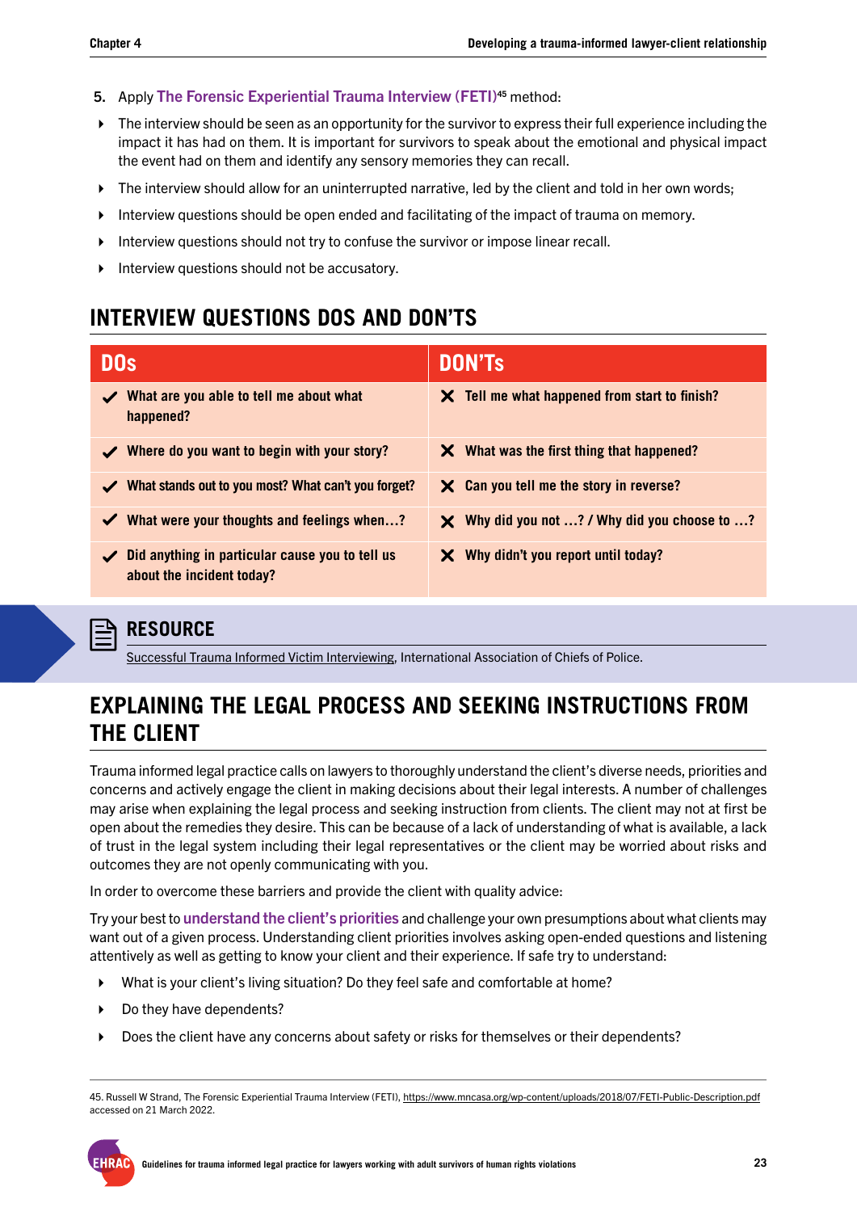5. Apply **The Forensic Experiential Trauma Interview (FETI)**[45] method:

- The interview should be seen as an opportunity for the survivor to express their full experience including the impact it has had on them. It is important for survivors to speak about the emotional and physical impact the event had on them and identify any sensory memories they can recall.
- The interview should allow for an uninterrupted narrative, led by the client and told in her own words;
- Interview questions should be open ended and facilitating of the impact of trauma on memory.
- Interview questions should not try to confuse the survivor or impose linear recall.
- Interview questions should not be accusatory.

## INTERVIEW QUESTIONS DOS AND DON'TS

| DOs | DON'Ts |
|---|---|
| ✔ What are you able to tell me about what happened? | ✘ Tell me what happened from start to finish? |
| ✔ Where do you want to begin with your story? | ✘ What was the first thing that happened? |
| ✔ What stands out to you most? What can't you forget? | ✘ Can you tell me the story in reverse? |
| ✔ What were your thoughts and feelings when…? | ✘ Why did you not …? / Why did you choose to …? |
| ✔ Did anything in particular cause you to tell us about the incident today? | ✘ Why didn't you report until today? |

### RESOURCE

Successful Trauma Informed Victim Interviewing, International Association of Chiefs of Police.

## EXPLAINING THE LEGAL PROCESS AND SEEKING INSTRUCTIONS FROM THE CLIENT

Trauma informed legal practice calls on lawyers to thoroughly understand the client's diverse needs, priorities and concerns and actively engage the client in making decisions about their legal interests. A number of challenges may arise when explaining the legal process and seeking instruction from clients. The client may not at first be open about the remedies they desire. This can be because of a lack of understanding of what is available, a lack of trust in the legal system including their legal representatives or the client may be worried about risks and outcomes they are not openly communicating with you.

In order to overcome these barriers and provide the client with quality advice:

Try your best to **understand the client's priorities** and challenge your own presumptions about what clients may want out of a given process. Understanding client priorities involves asking open-ended questions and listening attentively as well as getting to know your client and their experience. If safe try to understand:

- What is your client's living situation? Do they feel safe and comfortable at home?
- Do they have dependents?
- Does the client have any concerns about safety or risks for themselves or their dependents?

---

45. Russell W Strand, The Forensic Experiential Trauma Interview (FETI), https://www.mncasa.org/wp-content/uploads/2018/07/FETI-Public-Description.pdf accessed on 21 March 2022.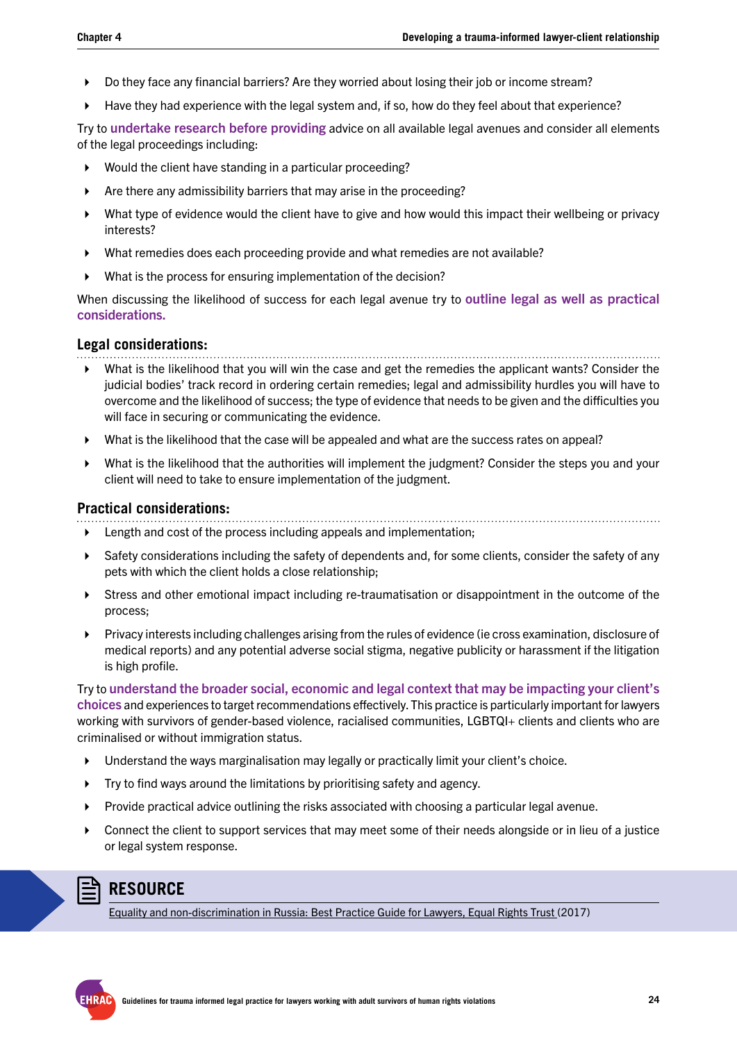- Do they face any financial barriers? Are they worried about losing their job or income stream?
- Have they had experience with the legal system and, if so, how do they feel about that experience?

Try to **undertake research before providing** advice on all available legal avenues and consider all elements of the legal proceedings including:

- Would the client have standing in a particular proceeding?
- Are there any admissibility barriers that may arise in the proceeding?
- What type of evidence would the client have to give and how would this impact their wellbeing or privacy interests?
- What remedies does each proceeding provide and what remedies are not available?
- What is the process for ensuring implementation of the decision?

When discussing the likelihood of success for each legal avenue try to **outline legal as well as practical considerations.**

### Legal considerations:

- What is the likelihood that you will win the case and get the remedies the applicant wants? Consider the judicial bodies' track record in ordering certain remedies; legal and admissibility hurdles you will have to overcome and the likelihood of success; the type of evidence that needs to be given and the difficulties you will face in securing or communicating the evidence.
- What is the likelihood that the case will be appealed and what are the success rates on appeal?
- What is the likelihood that the authorities will implement the judgment? Consider the steps you and your client will need to take to ensure implementation of the judgment.

### Practical considerations:

- Length and cost of the process including appeals and implementation;
- Safety considerations including the safety of dependents and, for some clients, consider the safety of any pets with which the client holds a close relationship;
- Stress and other emotional impact including re-traumatisation or disappointment in the outcome of the process;
- Privacy interests including challenges arising from the rules of evidence (ie cross examination, disclosure of medical reports) and any potential adverse social stigma, negative publicity or harassment if the litigation is high profile.

Try to **understand the broader social, economic and legal context that may be impacting your client's choices** and experiences to target recommendations effectively. This practice is particularly important for lawyers working with survivors of gender-based violence, racialised communities, LGBTQI+ clients and clients who are criminalised or without immigration status.

- Understand the ways marginalisation may legally or practically limit your client's choice.
- Try to find ways around the limitations by prioritising safety and agency.
- Provide practical advice outlining the risks associated with choosing a particular legal avenue.
- Connect the client to support services that may meet some of their needs alongside or in lieu of a justice or legal system response.

### RESOURCE

Equality and non-discrimination in Russia: Best Practice Guide for Lawyers, Equal Rights Trust (2017)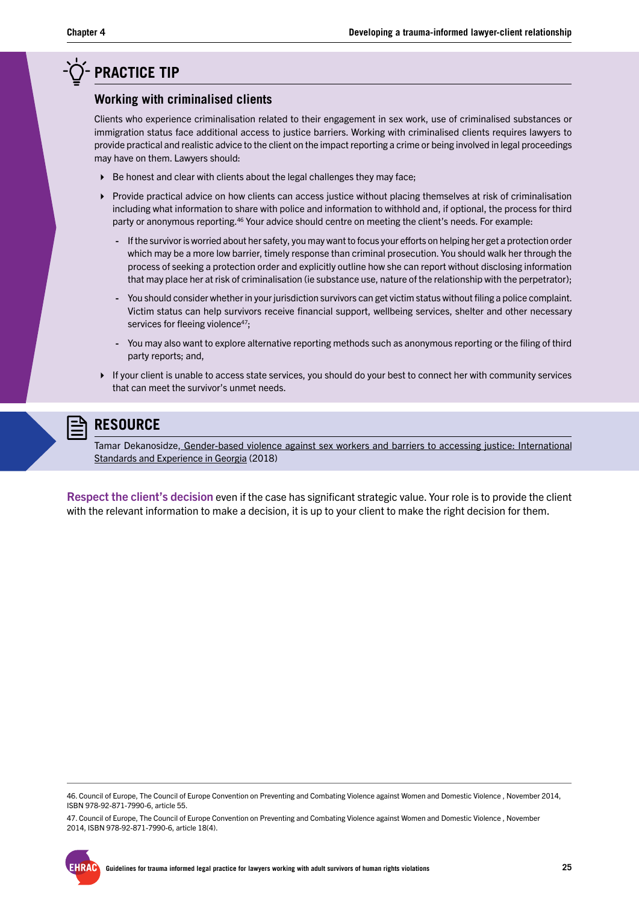## PRACTICE TIP

### Working with criminalised clients

Clients who experience criminalisation related to their engagement in sex work, use of criminalised substances or immigration status face additional access to justice barriers. Working with criminalised clients requires lawyers to provide practical and realistic advice to the client on the impact reporting a crime or being involved in legal proceedings may have on them. Lawyers should:

- Be honest and clear with clients about the legal challenges they may face;
- Provide practical advice on how clients can access justice without placing themselves at risk of criminalisation including what information to share with police and information to withhold and, if optional, the process for third party or anonymous reporting.[46] Your advice should centre on meeting the client's needs. For example:
  - If the survivor is worried about her safety, you may want to focus your efforts on helping her get a protection order which may be a more low barrier, timely response than criminal prosecution. You should walk her through the process of seeking a protection order and explicitly outline how she can report without disclosing information that may place her at risk of criminalisation (ie substance use, nature of the relationship with the perpetrator);
  - You should consider whether in your jurisdiction survivors can get victim status without filing a police complaint. Victim status can help survivors receive financial support, wellbeing services, shelter and other necessary services for fleeing violence[47];
  - You may also want to explore alternative reporting methods such as anonymous reporting or the filing of third party reports; and,
- If your client is unable to access state services, you should do your best to connect her with community services that can meet the survivor's unmet needs.

## RESOURCE

Tamar Dekanosidze, Gender-based violence against sex workers and barriers to accessing justice: International Standards and Experience in Georgia (2018)

**Respect the client's decision** even if the case has significant strategic value. Your role is to provide the client with the relevant information to make a decision, it is up to your client to make the right decision for them.

---

46. Council of Europe, The Council of Europe Convention on Preventing and Combating Violence against Women and Domestic Violence , November 2014, ISBN 978-92-871-7990-6, article 55.

47. Council of Europe, The Council of Europe Convention on Preventing and Combating Violence against Women and Domestic Violence , November 2014, ISBN 978-92-871-7990-6, article 18(4).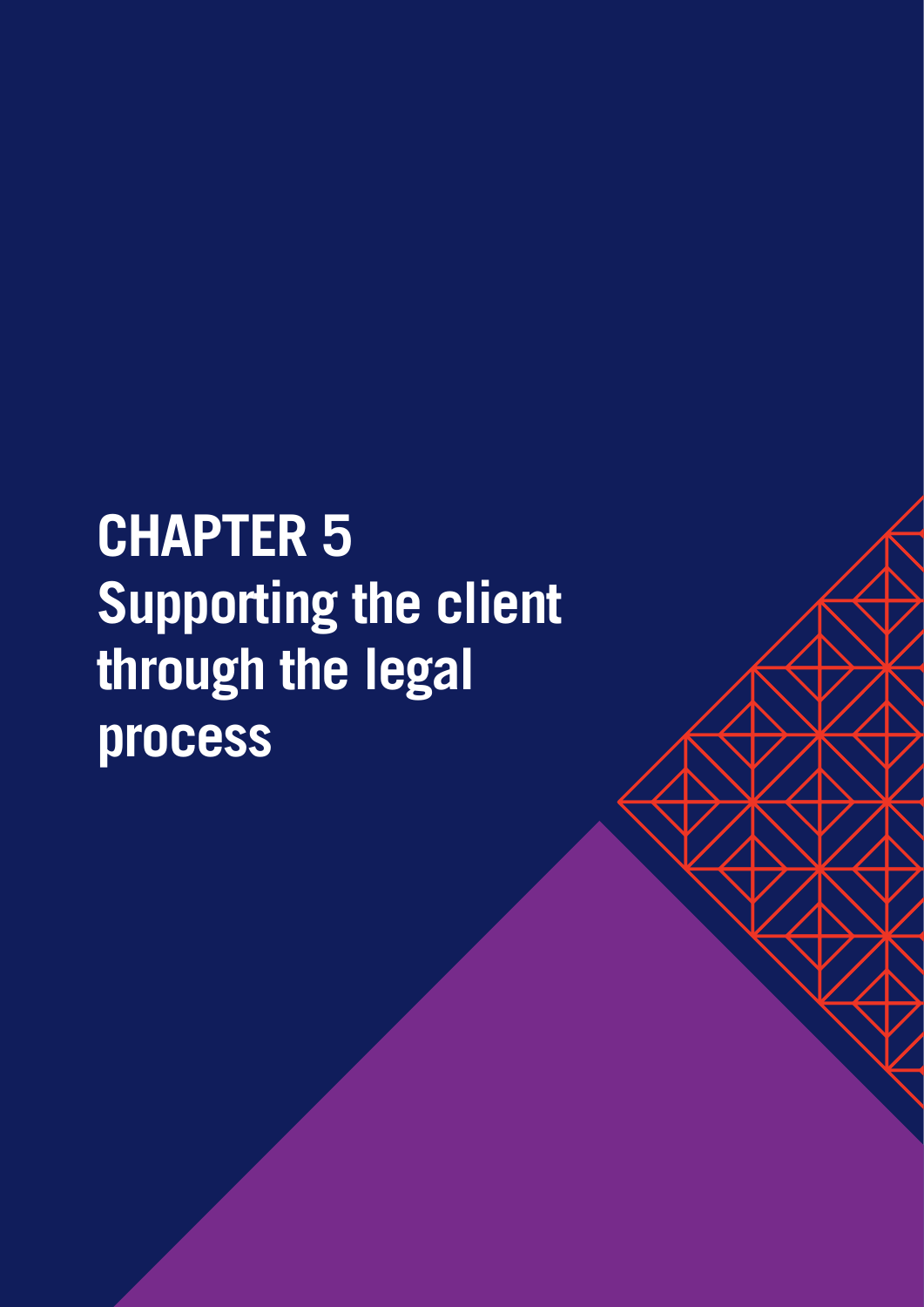# CHAPTER 5
# Supporting the client through the legal process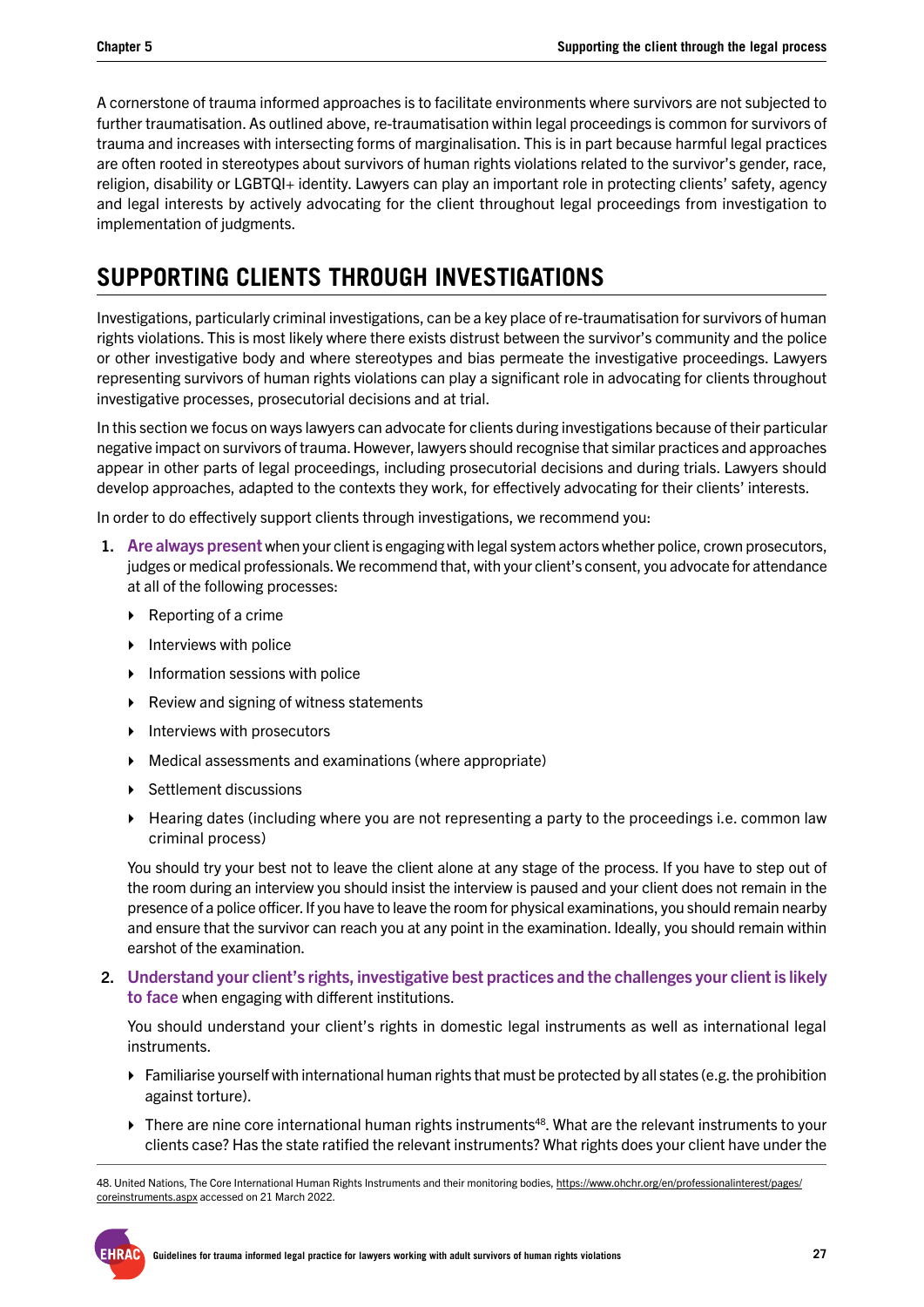A cornerstone of trauma informed approaches is to facilitate environments where survivors are not subjected to further traumatisation. As outlined above, re-traumatisation within legal proceedings is common for survivors of trauma and increases with intersecting forms of marginalisation. This is in part because harmful legal practices are often rooted in stereotypes about survivors of human rights violations related to the survivor's gender, race, religion, disability or LGBTQI+ identity. Lawyers can play an important role in protecting clients' safety, agency and legal interests by actively advocating for the client throughout legal proceedings from investigation to implementation of judgments.

## SUPPORTING CLIENTS THROUGH INVESTIGATIONS

Investigations, particularly criminal investigations, can be a key place of re-traumatisation for survivors of human rights violations. This is most likely where there exists distrust between the survivor's community and the police or other investigative body and where stereotypes and bias permeate the investigative proceedings. Lawyers representing survivors of human rights violations can play a significant role in advocating for clients throughout investigative processes, prosecutorial decisions and at trial.

In this section we focus on ways lawyers can advocate for clients during investigations because of their particular negative impact on survivors of trauma. However, lawyers should recognise that similar practices and approaches appear in other parts of legal proceedings, including prosecutorial decisions and during trials. Lawyers should develop approaches, adapted to the contexts they work, for effectively advocating for their clients' interests.

In order to do effectively support clients through investigations, we recommend you:

1. **Are always present** when your client is engaging with legal system actors whether police, crown prosecutors, judges or medical professionals. We recommend that, with your client's consent, you advocate for attendance at all of the following processes:

   - Reporting of a crime
   - Interviews with police
   - Information sessions with police
   - Review and signing of witness statements
   - Interviews with prosecutors
   - Medical assessments and examinations (where appropriate)
   - Settlement discussions
   - Hearing dates (including where you are not representing a party to the proceedings i.e. common law criminal process)

   You should try your best not to leave the client alone at any stage of the process. If you have to step out of the room during an interview you should insist the interview is paused and your client does not remain in the presence of a police officer. If you have to leave the room for physical examinations, you should remain nearby and ensure that the survivor can reach you at any point in the examination. Ideally, you should remain within earshot of the examination.

2. **Understand your client's rights, investigative best practices and the challenges your client is likely to face** when engaging with different institutions.

   You should understand your client's rights in domestic legal instruments as well as international legal instruments.

   - Familiarise yourself with international human rights that must be protected by all states (e.g. the prohibition against torture).
   - There are nine core international human rights instruments[48]. What are the relevant instruments to your clients case? Has the state ratified the relevant instruments? What rights does your client have under the

48. United Nations, The Core International Human Rights Instruments and their monitoring bodies, https://www.ohchr.org/en/professionalinterest/pages/coreinstruments.aspx accessed on 21 March 2022.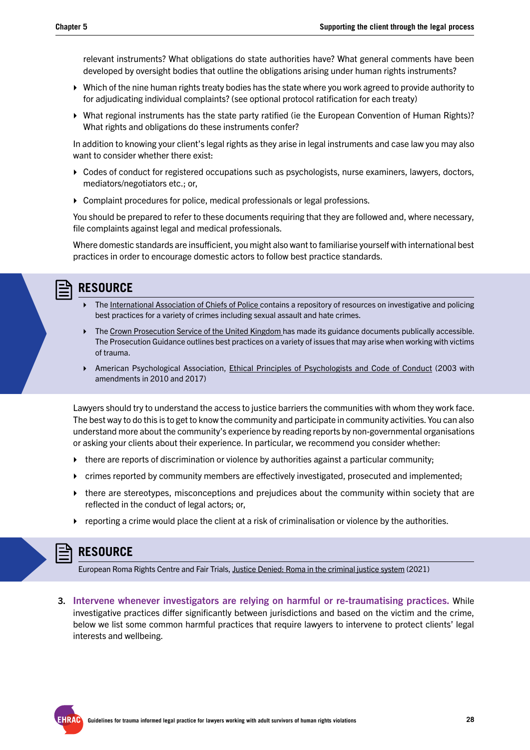relevant instruments? What obligations do state authorities have? What general comments have been developed by oversight bodies that outline the obligations arising under human rights instruments?

- Which of the nine human rights treaty bodies has the state where you work agreed to provide authority to for adjudicating individual complaints? (see optional protocol ratification for each treaty)
- What regional instruments has the state party ratified (ie the European Convention of Human Rights)? What rights and obligations do these instruments confer?

In addition to knowing your client's legal rights as they arise in legal instruments and case law you may also want to consider whether there exist:

- Codes of conduct for registered occupations such as psychologists, nurse examiners, lawyers, doctors, mediators/negotiators etc.; or,
- Complaint procedures for police, medical professionals or legal professions.

You should be prepared to refer to these documents requiring that they are followed and, where necessary, file complaints against legal and medical professionals.

Where domestic standards are insufficient, you might also want to familiarise yourself with international best practices in order to encourage domestic actors to follow best practice standards.

## RESOURCE

- The International Association of Chiefs of Police contains a repository of resources on investigative and policing best practices for a variety of crimes including sexual assault and hate crimes.
- The Crown Prosecution Service of the United Kingdom has made its guidance documents publically accessible. The Prosecution Guidance outlines best practices on a variety of issues that may arise when working with victims of trauma.
- American Psychological Association, Ethical Principles of Psychologists and Code of Conduct (2003 with amendments in 2010 and 2017)

Lawyers should try to understand the access to justice barriers the communities with whom they work face. The best way to do this is to get to know the community and participate in community activities. You can also understand more about the community's experience by reading reports by non-governmental organisations or asking your clients about their experience. In particular, we recommend you consider whether:

- there are reports of discrimination or violence by authorities against a particular community;
- crimes reported by community members are effectively investigated, prosecuted and implemented;
- there are stereotypes, misconceptions and prejudices about the community within society that are reflected in the conduct of legal actors; or,
- reporting a crime would place the client at a risk of criminalisation or violence by the authorities.

## RESOURCE

European Roma Rights Centre and Fair Trials, Justice Denied: Roma in the criminal justice system (2021)

3. **Intervene whenever investigators are relying on harmful or re-traumatising practices.** While investigative practices differ significantly between jurisdictions and based on the victim and the crime, below we list some common harmful practices that require lawyers to intervene to protect clients' legal interests and wellbeing.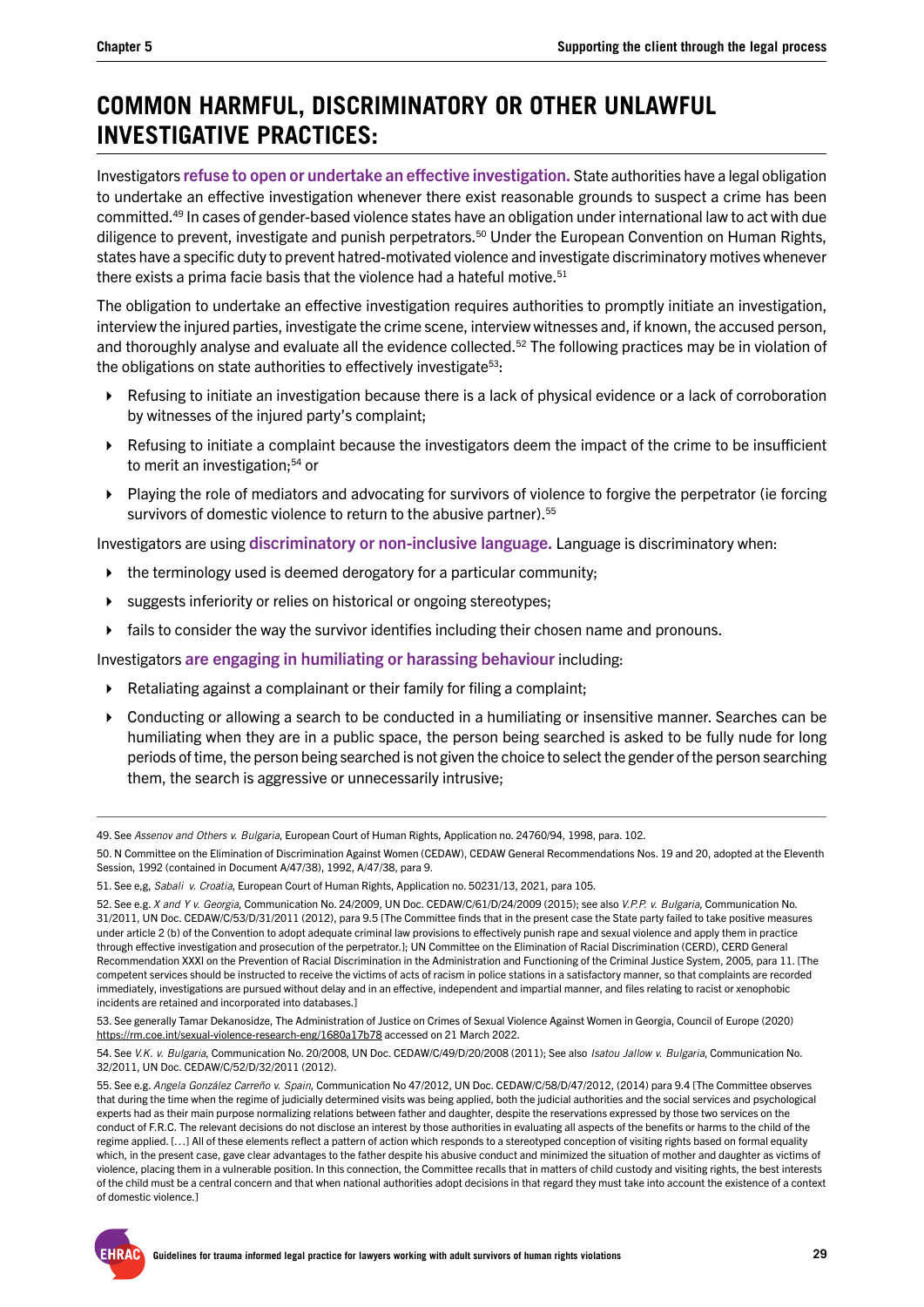## COMMON HARMFUL, DISCRIMINATORY OR OTHER UNLAWFUL INVESTIGATIVE PRACTICES:

Investigators **refuse to open or undertake an effective investigation.** State authorities have a legal obligation to undertake an effective investigation whenever there exist reasonable grounds to suspect a crime has been committed.[49] In cases of gender-based violence states have an obligation under international law to act with due diligence to prevent, investigate and punish perpetrators.[50] Under the European Convention on Human Rights, states have a specific duty to prevent hatred-motivated violence and investigate discriminatory motives whenever there exists a prima facie basis that the violence had a hateful motive.[51]

The obligation to undertake an effective investigation requires authorities to promptly initiate an investigation, interview the injured parties, investigate the crime scene, interview witnesses and, if known, the accused person, and thoroughly analyse and evaluate all the evidence collected.[52] The following practices may be in violation of the obligations on state authorities to effectively investigate[53]:

- Refusing to initiate an investigation because there is a lack of physical evidence or a lack of corroboration by witnesses of the injured party's complaint;
- Refusing to initiate a complaint because the investigators deem the impact of the crime to be insufficient to merit an investigation;[54] or
- Playing the role of mediators and advocating for survivors of violence to forgive the perpetrator (ie forcing survivors of domestic violence to return to the abusive partner).[55]

Investigators are using **discriminatory or non-inclusive language.** Language is discriminatory when:

- the terminology used is deemed derogatory for a particular community;
- suggests inferiority or relies on historical or ongoing stereotypes;
- fails to consider the way the survivor identifies including their chosen name and pronouns.

Investigators **are engaging in humiliating or harassing behaviour** including:

- Retaliating against a complainant or their family for filing a complaint;
- Conducting or allowing a search to be conducted in a humiliating or insensitive manner. Searches can be humiliating when they are in a public space, the person being searched is asked to be fully nude for long periods of time, the person being searched is not given the choice to select the gender of the person searching them, the search is aggressive or unnecessarily intrusive;

---

49. See *Assenov and Others v. Bulgaria*, European Court of Human Rights, Application no. 24760/94, 1998, para. 102.

50. N Committee on the Elimination of Discrimination Against Women (CEDAW), CEDAW General Recommendations Nos. 19 and 20, adopted at the Eleventh Session, 1992 (contained in Document A/47/38), 1992, A/47/38, para 9.

51. See e,g, *Sabali v. Croatia*, European Court of Human Rights, Application no. 50231/13, 2021, para 105.

52. See e.g. *X and Y v. Georgia*, Communication No. 24/2009, UN Doc. CEDAW/C/61/D/24/2009 (2015); see also *V.P.P. v. Bulgaria*, Communication No. 31/2011, UN Doc. CEDAW/C/53/D/31/2011 (2012), para 9.5 [The Committee finds that in the present case the State party failed to take positive measures under article 2 (b) of the Convention to adopt adequate criminal law provisions to effectively punish rape and sexual violence and apply them in practice through effective investigation and prosecution of the perpetrator.]; UN Committee on the Elimination of Racial Discrimination (CERD), CERD General Recommendation XXXI on the Prevention of Racial Discrimination in the Administration and Functioning of the Criminal Justice System, 2005, para 11. [The competent services should be instructed to receive the victims of acts of racism in police stations in a satisfactory manner, so that complaints are recorded immediately, investigations are pursued without delay and in an effective, independent and impartial manner, and files relating to racist or xenophobic incidents are retained and incorporated into databases.]

53. See generally Tamar Dekanosidze, The Administration of Justice on Crimes of Sexual Violence Against Women in Georgia, Council of Europe (2020) https://rm.coe.int/sexual-violence-research-eng/1680a17b78 accessed on 21 March 2022.

54. See *V.K. v. Bulgaria*, Communication No. 20/2008, UN Doc. CEDAW/C/49/D/20/2008 (2011); See also *Isatou Jallow v. Bulgaria*, Communication No. 32/2011, UN Doc. CEDAW/C/52/D/32/2011 (2012).

55. See e.g. *Angela González Carreño v. Spain*, Communication No 47/2012, UN Doc. CEDAW/C/58/D/47/2012, (2014) para 9.4 [The Committee observes that during the time when the regime of judicially determined visits was being applied, both the judicial authorities and the social services and psychological experts had as their main purpose normalizing relations between father and daughter, despite the reservations expressed by those two services on the conduct of F.R.C. The relevant decisions do not disclose an interest by those authorities in evaluating all aspects of the benefits or harms to the child of the regime applied. […] All of these elements reflect a pattern of action which responds to a stereotyped conception of visiting rights based on formal equality which, in the present case, gave clear advantages to the father despite his abusive conduct and minimized the situation of mother and daughter as victims of violence, placing them in a vulnerable position. In this connection, the Committee recalls that in matters of child custody and visiting rights, the best interests of the child must be a central concern and that when national authorities adopt decisions in that regard they must take into account the existence of a context of domestic violence.]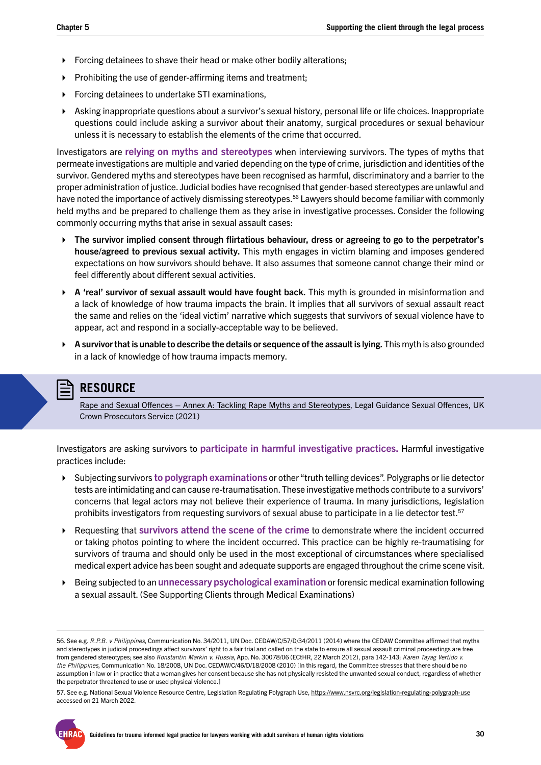- Forcing detainees to shave their head or make other bodily alterations;
- Prohibiting the use of gender-affirming items and treatment;
- Forcing detainees to undertake STI examinations,
- Asking inappropriate questions about a survivor's sexual history, personal life or life choices. Inappropriate questions could include asking a survivor about their anatomy, surgical procedures or sexual behaviour unless it is necessary to establish the elements of the crime that occurred.

Investigators are **relying on myths and stereotypes** when interviewing survivors. The types of myths that permeate investigations are multiple and varied depending on the type of crime, jurisdiction and identities of the survivor. Gendered myths and stereotypes have been recognised as harmful, discriminatory and a barrier to the proper administration of justice. Judicial bodies have recognised that gender-based stereotypes are unlawful and have noted the importance of actively dismissing stereotypes.[56] Lawyers should become familiar with commonly held myths and be prepared to challenge them as they arise in investigative processes. Consider the following commonly occurring myths that arise in sexual assault cases:

- **The survivor implied consent through flirtatious behaviour, dress or agreeing to go to the perpetrator's house/agreed to previous sexual activity.** This myth engages in victim blaming and imposes gendered expectations on how survivors should behave. It also assumes that someone cannot change their mind or feel differently about different sexual activities.
- **A 'real' survivor of sexual assault would have fought back.** This myth is grounded in misinformation and a lack of knowledge of how trauma impacts the brain. It implies that all survivors of sexual assault react the same and relies on the 'ideal victim' narrative which suggests that survivors of sexual violence have to appear, act and respond in a socially-acceptable way to be believed.
- **A survivor that is unable to describe the details or sequence of the assault is lying.** This myth is also grounded in a lack of knowledge of how trauma impacts memory.

## RESOURCE

Rape and Sexual Offences – Annex A: Tackling Rape Myths and Stereotypes, Legal Guidance Sexual Offences, UK Crown Prosecutors Service (2021)

Investigators are asking survivors to **participate in harmful investigative practices.** Harmful investigative practices include:

- Subjecting survivors **to polygraph examinations** or other "truth telling devices". Polygraphs or lie detector tests are intimidating and can cause re-traumatisation. These investigative methods contribute to a survivors' concerns that legal actors may not believe their experience of trauma. In many jurisdictions, legislation prohibits investigators from requesting survivors of sexual abuse to participate in a lie detector test.[57]
- Requesting that **survivors attend the scene of the crime** to demonstrate where the incident occurred or taking photos pointing to where the incident occurred. This practice can be highly re-traumatising for survivors of trauma and should only be used in the most exceptional of circumstances where specialised medical expert advice has been sought and adequate supports are engaged throughout the crime scene visit.
- Being subjected to an **unnecessary psychological examination** or forensic medical examination following a sexual assault. (See Supporting Clients through Medical Examinations)

---

56. See e.g. *R.P.B. v Philippines*, Communication No. 34/2011, UN Doc. CEDAW/C/57/D/34/2011 (2014) where the CEDAW Committee affirmed that myths and stereotypes in judicial proceedings affect survivors' right to a fair trial and called on the state to ensure all sexual assault criminal proceedings are free from gendered stereotypes; see also *Konstantin Markin v. Russia*, App. No. 30078/06 (ECtHR, 22 March 2012), para 142-143; *Karen Tayag Vertido v. the Philippines*, Communication No. 18/2008, UN Doc. CEDAW/C/46/D/18/2008 (2010) [In this regard, the Committee stresses that there should be no assumption in law or in practice that a woman gives her consent because she has not physically resisted the unwanted sexual conduct, regardless of whether the perpetrator threatened to use or used physical violence.]

57. See e.g. National Sexual Violence Resource Centre, Legislation Regulating Polygraph Use, https://www.nsvrc.org/legislation-regulating-polygraph-use accessed on 21 March 2022.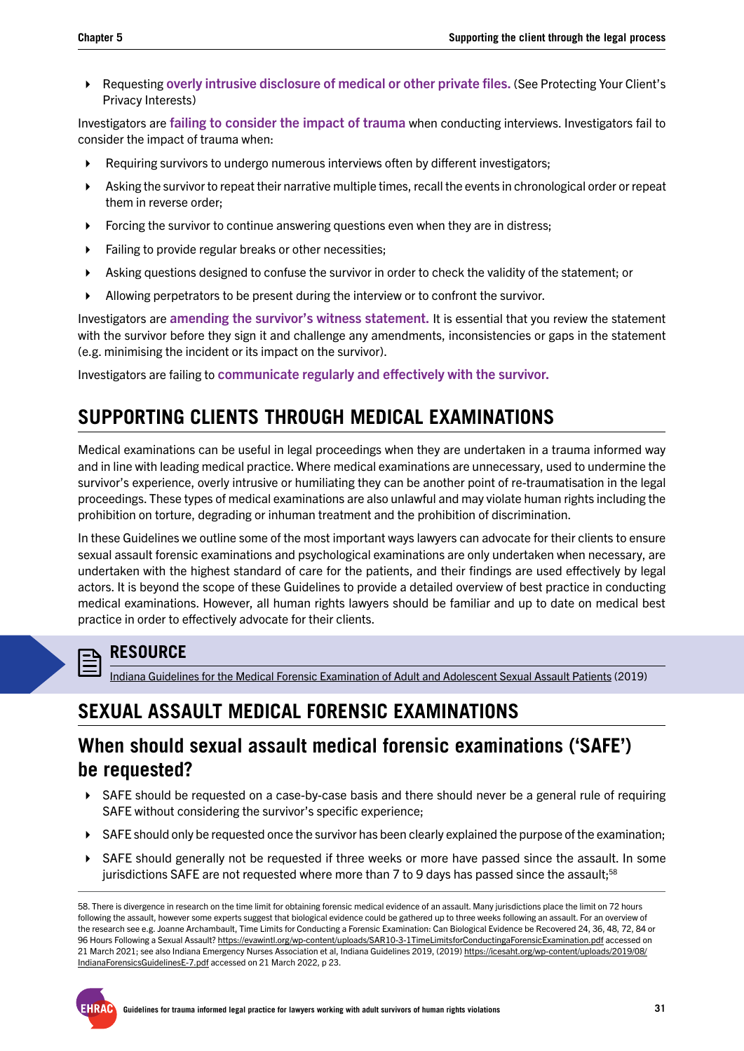- Requesting **overly intrusive disclosure of medical or other private files.** (See Protecting Your Client's Privacy Interests)

Investigators are **failing to consider the impact of trauma** when conducting interviews. Investigators fail to consider the impact of trauma when:

- Requiring survivors to undergo numerous interviews often by different investigators;
- Asking the survivor to repeat their narrative multiple times, recall the events in chronological order or repeat them in reverse order;
- Forcing the survivor to continue answering questions even when they are in distress;
- Failing to provide regular breaks or other necessities;
- Asking questions designed to confuse the survivor in order to check the validity of the statement; or
- Allowing perpetrators to be present during the interview or to confront the survivor.

Investigators are **amending the survivor's witness statement.** It is essential that you review the statement with the survivor before they sign it and challenge any amendments, inconsistencies or gaps in the statement (e.g. minimising the incident or its impact on the survivor).

Investigators are failing to **communicate regularly and effectively with the survivor.**

## SUPPORTING CLIENTS THROUGH MEDICAL EXAMINATIONS

Medical examinations can be useful in legal proceedings when they are undertaken in a trauma informed way and in line with leading medical practice. Where medical examinations are unnecessary, used to undermine the survivor's experience, overly intrusive or humiliating they can be another point of re-traumatisation in the legal proceedings. These types of medical examinations are also unlawful and may violate human rights including the prohibition on torture, degrading or inhuman treatment and the prohibition of discrimination.

In these Guidelines we outline some of the most important ways lawyers can advocate for their clients to ensure sexual assault forensic examinations and psychological examinations are only undertaken when necessary, are undertaken with the highest standard of care for the patients, and their findings are used effectively by legal actors. It is beyond the scope of these Guidelines to provide a detailed overview of best practice in conducting medical examinations. However, all human rights lawyers should be familiar and up to date on medical best practice in order to effectively advocate for their clients.

### RESOURCE

Indiana Guidelines for the Medical Forensic Examination of Adult and Adolescent Sexual Assault Patients (2019)

## SEXUAL ASSAULT MEDICAL FORENSIC EXAMINATIONS

### When should sexual assault medical forensic examinations ('SAFE') be requested?

- SAFE should be requested on a case-by-case basis and there should never be a general rule of requiring SAFE without considering the survivor's specific experience;
- SAFE should only be requested once the survivor has been clearly explained the purpose of the examination;
- SAFE should generally not be requested if three weeks or more have passed since the assault. In some jurisdictions SAFE are not requested where more than 7 to 9 days has passed since the assault;[58]

58. There is divergence in research on the time limit for obtaining forensic medical evidence of an assault. Many jurisdictions place the limit on 72 hours following the assault, however some experts suggest that biological evidence could be gathered up to three weeks following an assault. For an overview of the research see e.g. Joanne Archambault, Time Limits for Conducting a Forensic Examination: Can Biological Evidence be Recovered 24, 36, 48, 72, 84 or 96 Hours Following a Sexual Assault? https://evawintl.org/wp-content/uploads/SAR10-3-1TimeLimitsforConductingaForensicExamination.pdf accessed on 21 March 2021; see also Indiana Emergency Nurses Association et al, Indiana Guidelines 2019, (2019) https://icesaht.org/wp-content/uploads/2019/08/IndianaForensicsGuidelinesE-7.pdf accessed on 21 March 2022, p 23.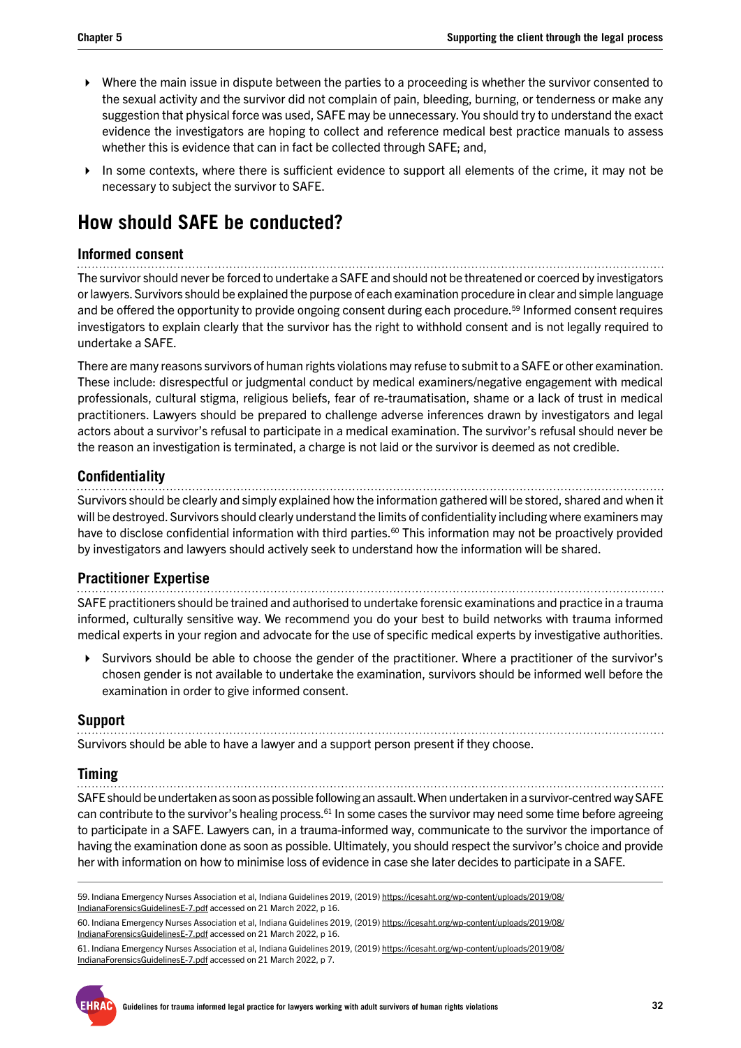- Where the main issue in dispute between the parties to a proceeding is whether the survivor consented to the sexual activity and the survivor did not complain of pain, bleeding, burning, or tenderness or make any suggestion that physical force was used, SAFE may be unnecessary. You should try to understand the exact evidence the investigators are hoping to collect and reference medical best practice manuals to assess whether this is evidence that can in fact be collected through SAFE; and,
- In some contexts, where there is sufficient evidence to support all elements of the crime, it may not be necessary to subject the survivor to SAFE.

## How should SAFE be conducted?

### Informed consent

The survivor should never be forced to undertake a SAFE and should not be threatened or coerced by investigators or lawyers. Survivors should be explained the purpose of each examination procedure in clear and simple language and be offered the opportunity to provide ongoing consent during each procedure.[59] Informed consent requires investigators to explain clearly that the survivor has the right to withhold consent and is not legally required to undertake a SAFE.

There are many reasons survivors of human rights violations may refuse to submit to a SAFE or other examination. These include: disrespectful or judgmental conduct by medical examiners/negative engagement with medical professionals, cultural stigma, religious beliefs, fear of re-traumatisation, shame or a lack of trust in medical practitioners. Lawyers should be prepared to challenge adverse inferences drawn by investigators and legal actors about a survivor's refusal to participate in a medical examination. The survivor's refusal should never be the reason an investigation is terminated, a charge is not laid or the survivor is deemed as not credible.

### Confidentiality

Survivors should be clearly and simply explained how the information gathered will be stored, shared and when it will be destroyed. Survivors should clearly understand the limits of confidentiality including where examiners may have to disclose confidential information with third parties.[60] This information may not be proactively provided by investigators and lawyers should actively seek to understand how the information will be shared.

### Practitioner Expertise

SAFE practitioners should be trained and authorised to undertake forensic examinations and practice in a trauma informed, culturally sensitive way. We recommend you do your best to build networks with trauma informed medical experts in your region and advocate for the use of specific medical experts by investigative authorities.

- Survivors should be able to choose the gender of the practitioner. Where a practitioner of the survivor's chosen gender is not available to undertake the examination, survivors should be informed well before the examination in order to give informed consent.

### Support

Survivors should be able to have a lawyer and a support person present if they choose.

### Timing

SAFE should be undertaken as soon as possible following an assault. When undertaken in a survivor-centred way SAFE can contribute to the survivor's healing process.[61] In some cases the survivor may need some time before agreeing to participate in a SAFE. Lawyers can, in a trauma-informed way, communicate to the survivor the importance of having the examination done as soon as possible. Ultimately, you should respect the survivor's choice and provide her with information on how to minimise loss of evidence in case she later decides to participate in a SAFE.

---

59. Indiana Emergency Nurses Association et al, Indiana Guidelines 2019, (2019) https://icesaht.org/wp-content/uploads/2019/08/IndianaForensicsGuidelinesE-7.pdf accessed on 21 March 2022, p 16.

60. Indiana Emergency Nurses Association et al, Indiana Guidelines 2019, (2019) https://icesaht.org/wp-content/uploads/2019/08/IndianaForensicsGuidelinesE-7.pdf accessed on 21 March 2022, p 16.

61. Indiana Emergency Nurses Association et al, Indiana Guidelines 2019, (2019) https://icesaht.org/wp-content/uploads/2019/08/IndianaForensicsGuidelinesE-7.pdf accessed on 21 March 2022, p 7.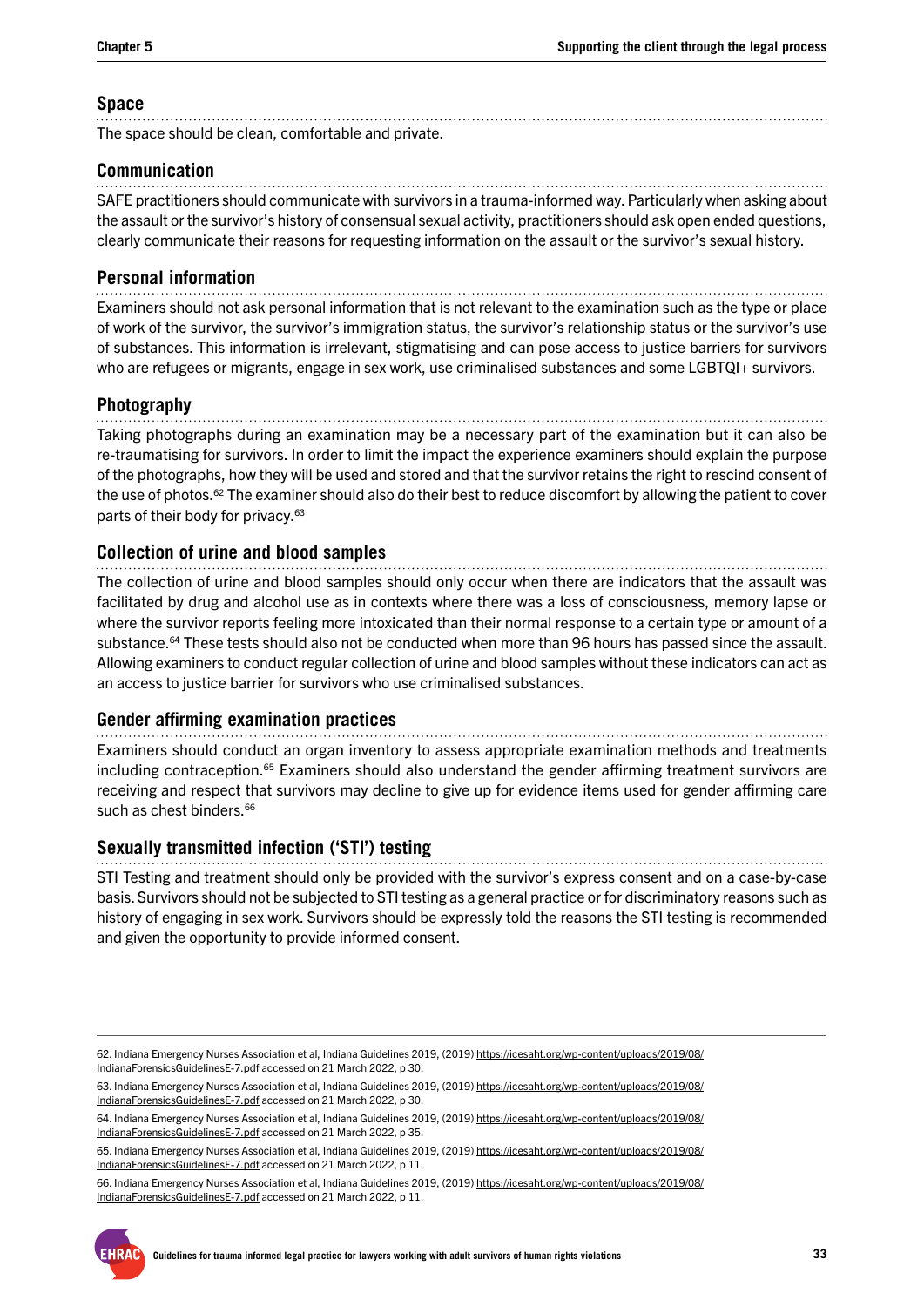## Space

The space should be clean, comfortable and private.

## Communication

SAFE practitioners should communicate with survivors in a trauma-informed way. Particularly when asking about the assault or the survivor's history of consensual sexual activity, practitioners should ask open ended questions, clearly communicate their reasons for requesting information on the assault or the survivor's sexual history.

## Personal information

Examiners should not ask personal information that is not relevant to the examination such as the type or place of work of the survivor, the survivor's immigration status, the survivor's relationship status or the survivor's use of substances. This information is irrelevant, stigmatising and can pose access to justice barriers for survivors who are refugees or migrants, engage in sex work, use criminalised substances and some LGBTQI+ survivors.

## Photography

Taking photographs during an examination may be a necessary part of the examination but it can also be re-traumatising for survivors. In order to limit the impact the experience examiners should explain the purpose of the photographs, how they will be used and stored and that the survivor retains the right to rescind consent of the use of photos.[62] The examiner should also do their best to reduce discomfort by allowing the patient to cover parts of their body for privacy.[63]

## Collection of urine and blood samples

The collection of urine and blood samples should only occur when there are indicators that the assault was facilitated by drug and alcohol use as in contexts where there was a loss of consciousness, memory lapse or where the survivor reports feeling more intoxicated than their normal response to a certain type or amount of a substance.[64] These tests should also not be conducted when more than 96 hours has passed since the assault. Allowing examiners to conduct regular collection of urine and blood samples without these indicators can act as an access to justice barrier for survivors who use criminalised substances.

## Gender affirming examination practices

Examiners should conduct an organ inventory to assess appropriate examination methods and treatments including contraception.[65] Examiners should also understand the gender affirming treatment survivors are receiving and respect that survivors may decline to give up for evidence items used for gender affirming care such as chest binders.[66]

## Sexually transmitted infection ('STI') testing

STI Testing and treatment should only be provided with the survivor's express consent and on a case-by-case basis. Survivors should not be subjected to STI testing as a general practice or for discriminatory reasons such as history of engaging in sex work. Survivors should be expressly told the reasons the STI testing is recommended and given the opportunity to provide informed consent.

---

62. Indiana Emergency Nurses Association et al, Indiana Guidelines 2019, (2019) https://icesaht.org/wp-content/uploads/2019/08/IndianaForensicsGuidelinesE-7.pdf accessed on 21 March 2022, p 30.

63. Indiana Emergency Nurses Association et al, Indiana Guidelines 2019, (2019) https://icesaht.org/wp-content/uploads/2019/08/IndianaForensicsGuidelinesE-7.pdf accessed on 21 March 2022, p 30.

64. Indiana Emergency Nurses Association et al, Indiana Guidelines 2019, (2019) https://icesaht.org/wp-content/uploads/2019/08/IndianaForensicsGuidelinesE-7.pdf accessed on 21 March 2022, p 35.

65. Indiana Emergency Nurses Association et al, Indiana Guidelines 2019, (2019) https://icesaht.org/wp-content/uploads/2019/08/IndianaForensicsGuidelinesE-7.pdf accessed on 21 March 2022, p 11.

66. Indiana Emergency Nurses Association et al, Indiana Guidelines 2019, (2019) https://icesaht.org/wp-content/uploads/2019/08/IndianaForensicsGuidelinesE-7.pdf accessed on 21 March 2022, p 11.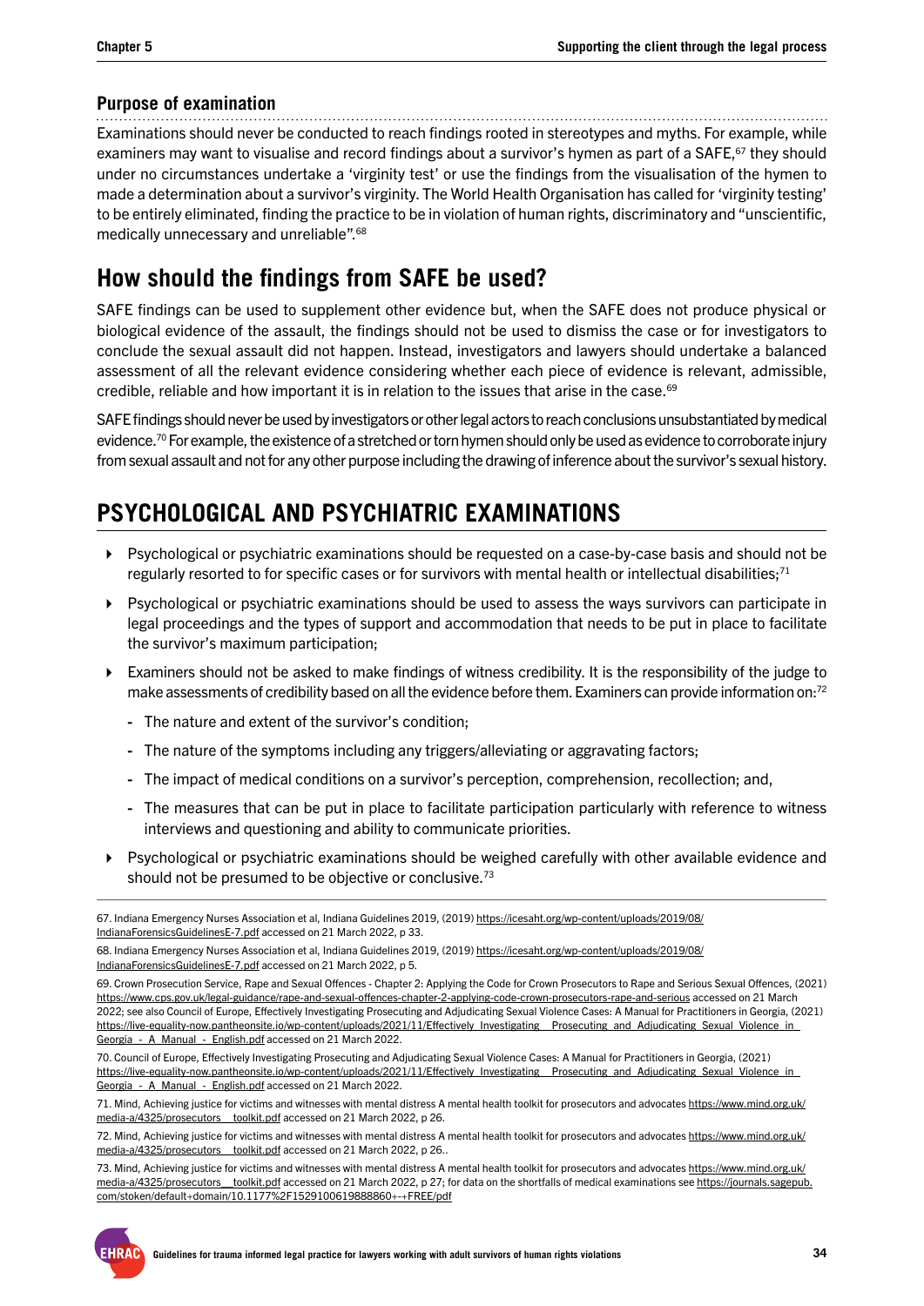### Purpose of examination

Examinations should never be conducted to reach findings rooted in stereotypes and myths. For example, while examiners may want to visualise and record findings about a survivor's hymen as part of a SAFE,[67] they should under no circumstances undertake a 'virginity test' or use the findings from the visualisation of the hymen to made a determination about a survivor's virginity. The World Health Organisation has called for 'virginity testing' to be entirely eliminated, finding the practice to be in violation of human rights, discriminatory and "unscientific, medically unnecessary and unreliable".[68]

## How should the findings from SAFE be used?

SAFE findings can be used to supplement other evidence but, when the SAFE does not produce physical or biological evidence of the assault, the findings should not be used to dismiss the case or for investigators to conclude the sexual assault did not happen. Instead, investigators and lawyers should undertake a balanced assessment of all the relevant evidence considering whether each piece of evidence is relevant, admissible, credible, reliable and how important it is in relation to the issues that arise in the case.[69]

SAFE findings should never be used by investigators or other legal actors to reach conclusions unsubstantiated by medical evidence.[70] For example, the existence of a stretched or torn hymen should only be used as evidence to corroborate injury from sexual assault and not for any other purpose including the drawing of inference about the survivor's sexual history.

# PSYCHOLOGICAL AND PSYCHIATRIC EXAMINATIONS

- Psychological or psychiatric examinations should be requested on a case-by-case basis and should not be regularly resorted to for specific cases or for survivors with mental health or intellectual disabilities;[71]
- Psychological or psychiatric examinations should be used to assess the ways survivors can participate in legal proceedings and the types of support and accommodation that needs to be put in place to facilitate the survivor's maximum participation;
- Examiners should not be asked to make findings of witness credibility. It is the responsibility of the judge to make assessments of credibility based on all the evidence before them. Examiners can provide information on:[72]
  - The nature and extent of the survivor's condition;
  - The nature of the symptoms including any triggers/alleviating or aggravating factors;
  - The impact of medical conditions on a survivor's perception, comprehension, recollection; and,
  - The measures that can be put in place to facilitate participation particularly with reference to witness interviews and questioning and ability to communicate priorities.
- Psychological or psychiatric examinations should be weighed carefully with other available evidence and should not be presumed to be objective or conclusive.[73]

---

67. Indiana Emergency Nurses Association et al, Indiana Guidelines 2019, (2019) https://icesaht.org/wp-content/uploads/2019/08/IndianaForensicsGuidelinesE-7.pdf accessed on 21 March 2022, p 33.

68. Indiana Emergency Nurses Association et al, Indiana Guidelines 2019, (2019) https://icesaht.org/wp-content/uploads/2019/08/IndianaForensicsGuidelinesE-7.pdf accessed on 21 March 2022, p 5.

69. Crown Prosecution Service, Rape and Sexual Offences - Chapter 2: Applying the Code for Crown Prosecutors to Rape and Serious Sexual Offences, (2021) https://www.cps.gov.uk/legal-guidance/rape-and-sexual-offences-chapter-2-applying-code-crown-prosecutors-rape-and-serious accessed on 21 March 2022; see also Council of Europe, Effectively Investigating Prosecuting and Adjudicating Sexual Violence Cases: A Manual for Practitioners in Georgia, (2021) https://live-equality-now.pantheonsite.io/wp-content/uploads/2021/11/Effectively_Investigating__Prosecuting_and_Adjudicating_Sexual_Violence_in_Georgia_-_A_Manual_-_English.pdf accessed on 21 March 2022.

70. Council of Europe, Effectively Investigating Prosecuting and Adjudicating Sexual Violence Cases: A Manual for Practitioners in Georgia, (2021) https://live-equality-now.pantheonsite.io/wp-content/uploads/2021/11/Effectively_Investigating__Prosecuting_and_Adjudicating_Sexual_Violence_in_Georgia_-_A_Manual_-_English.pdf accessed on 21 March 2022.

71. Mind, Achieving justice for victims and witnesses with mental distress A mental health toolkit for prosecutors and advocates https://www.mind.org.uk/media-a/4325/prosecutors__toolkit.pdf accessed on 21 March 2022, p 26.

72. Mind, Achieving justice for victims and witnesses with mental distress A mental health toolkit for prosecutors and advocates https://www.mind.org.uk/media-a/4325/prosecutors__toolkit.pdf accessed on 21 March 2022, p 26..

73. Mind, Achieving justice for victims and witnesses with mental distress A mental health toolkit for prosecutors and advocates https://www.mind.org.uk/media-a/4325/prosecutors__toolkit.pdf accessed on 21 March 2022, p 27; for data on the shortfalls of medical examinations see https://journals.sagepub.com/stoken/default+domain/10.1177%2F1529100619888860+-+FREE/pdf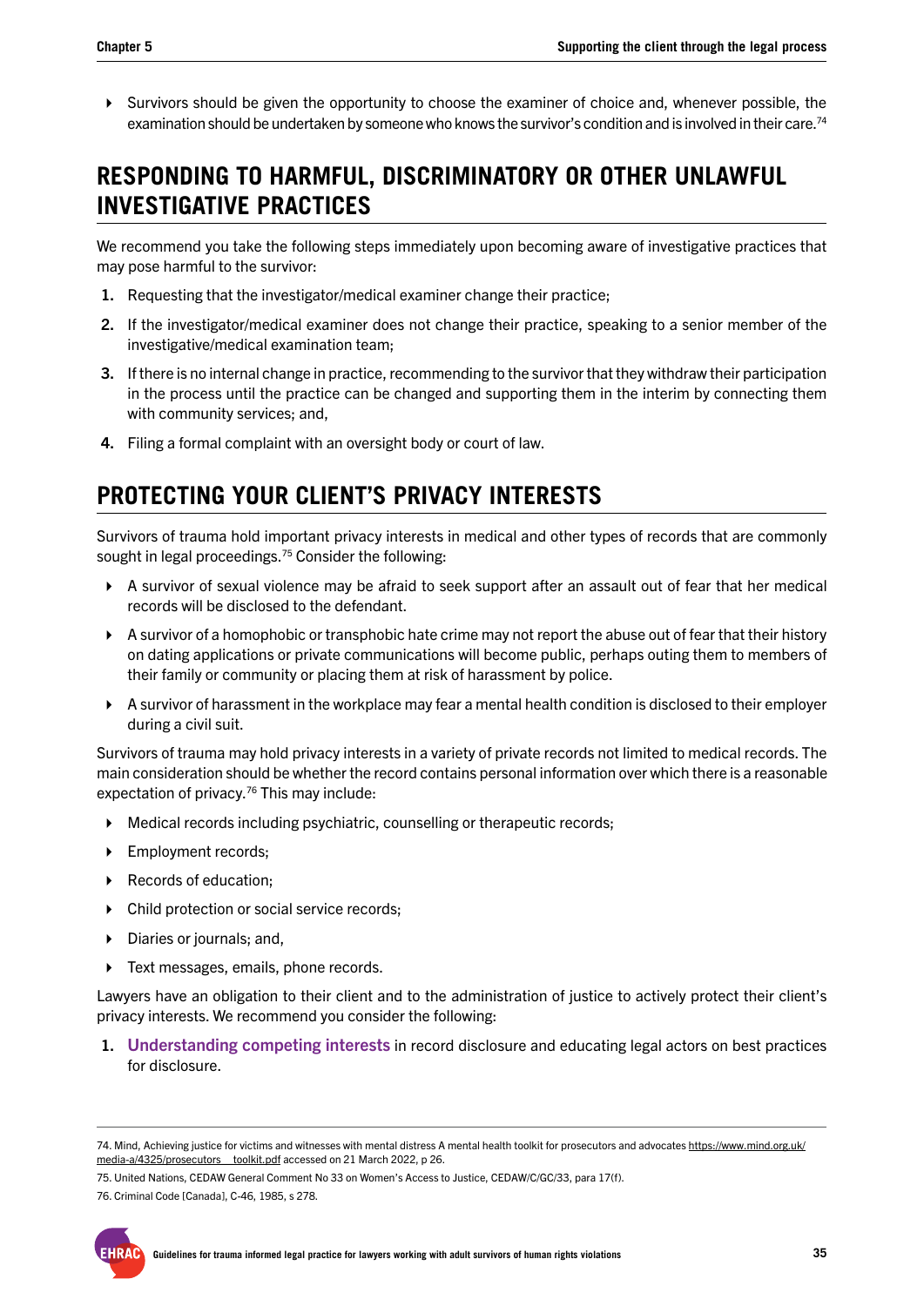- Survivors should be given the opportunity to choose the examiner of choice and, whenever possible, the examination should be undertaken by someone who knows the survivor's condition and is involved in their care.[74]

## RESPONDING TO HARMFUL, DISCRIMINATORY OR OTHER UNLAWFUL INVESTIGATIVE PRACTICES

We recommend you take the following steps immediately upon becoming aware of investigative practices that may pose harmful to the survivor:

1. Requesting that the investigator/medical examiner change their practice;
2. If the investigator/medical examiner does not change their practice, speaking to a senior member of the investigative/medical examination team;
3. If there is no internal change in practice, recommending to the survivor that they withdraw their participation in the process until the practice can be changed and supporting them in the interim by connecting them with community services; and,
4. Filing a formal complaint with an oversight body or court of law.

## PROTECTING YOUR CLIENT'S PRIVACY INTERESTS

Survivors of trauma hold important privacy interests in medical and other types of records that are commonly sought in legal proceedings.[75] Consider the following:

- A survivor of sexual violence may be afraid to seek support after an assault out of fear that her medical records will be disclosed to the defendant.
- A survivor of a homophobic or transphobic hate crime may not report the abuse out of fear that their history on dating applications or private communications will become public, perhaps outing them to members of their family or community or placing them at risk of harassment by police.
- A survivor of harassment in the workplace may fear a mental health condition is disclosed to their employer during a civil suit.

Survivors of trauma may hold privacy interests in a variety of private records not limited to medical records. The main consideration should be whether the record contains personal information over which there is a reasonable expectation of privacy.[76] This may include:

- Medical records including psychiatric, counselling or therapeutic records;
- Employment records;
- Records of education;
- Child protection or social service records;
- Diaries or journals; and,
- Text messages, emails, phone records.

Lawyers have an obligation to their client and to the administration of justice to actively protect their client's privacy interests. We recommend you consider the following:

1. **Understanding competing interests** in record disclosure and educating legal actors on best practices for disclosure.

---

74. Mind, Achieving justice for victims and witnesses with mental distress A mental health toolkit for prosecutors and advocates https://www.mind.org.uk/media-a/4325/prosecutors__toolkit.pdf accessed on 21 March 2022, p 26.

75. United Nations, CEDAW General Comment No 33 on Women's Access to Justice, CEDAW/C/GC/33, para 17(f).

76. Criminal Code [Canada], C-46, 1985, s 278.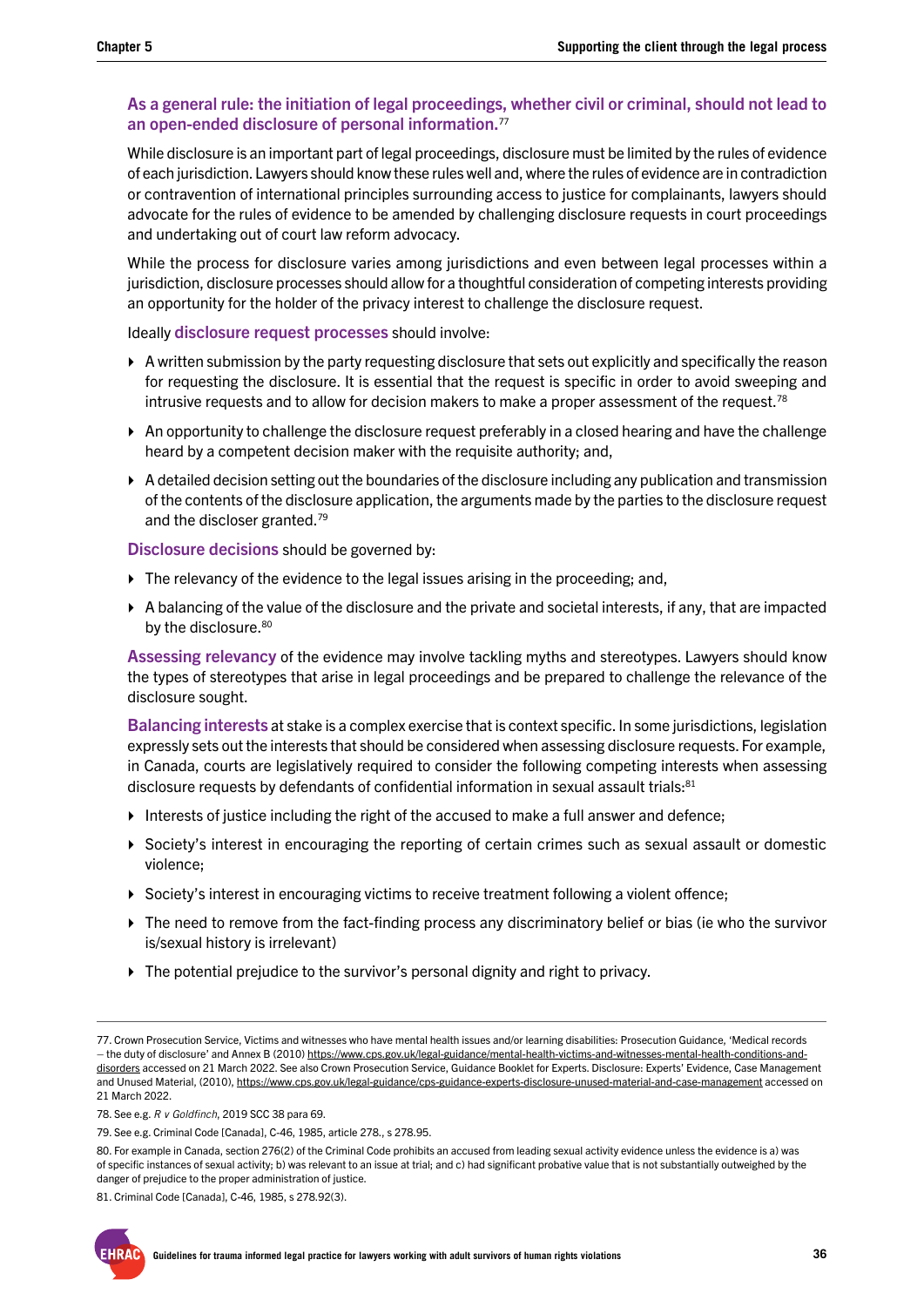### As a general rule: the initiation of legal proceedings, whether civil or criminal, should not lead to an open-ended disclosure of personal information.[77]

While disclosure is an important part of legal proceedings, disclosure must be limited by the rules of evidence of each jurisdiction. Lawyers should know these rules well and, where the rules of evidence are in contradiction or contravention of international principles surrounding access to justice for complainants, lawyers should advocate for the rules of evidence to be amended by challenging disclosure requests in court proceedings and undertaking out of court law reform advocacy.

While the process for disclosure varies among jurisdictions and even between legal processes within a jurisdiction, disclosure processes should allow for a thoughtful consideration of competing interests providing an opportunity for the holder of the privacy interest to challenge the disclosure request.

Ideally **disclosure request processes** should involve:

- A written submission by the party requesting disclosure that sets out explicitly and specifically the reason for requesting the disclosure. It is essential that the request is specific in order to avoid sweeping and intrusive requests and to allow for decision makers to make a proper assessment of the request.[78]
- An opportunity to challenge the disclosure request preferably in a closed hearing and have the challenge heard by a competent decision maker with the requisite authority; and,
- A detailed decision setting out the boundaries of the disclosure including any publication and transmission of the contents of the disclosure application, the arguments made by the parties to the disclosure request and the discloser granted.[79]

**Disclosure decisions** should be governed by:

- The relevancy of the evidence to the legal issues arising in the proceeding; and,
- A balancing of the value of the disclosure and the private and societal interests, if any, that are impacted by the disclosure.[80]

**Assessing relevancy** of the evidence may involve tackling myths and stereotypes. Lawyers should know the types of stereotypes that arise in legal proceedings and be prepared to challenge the relevance of the disclosure sought.

**Balancing interests** at stake is a complex exercise that is context specific. In some jurisdictions, legislation expressly sets out the interests that should be considered when assessing disclosure requests. For example, in Canada, courts are legislatively required to consider the following competing interests when assessing disclosure requests by defendants of confidential information in sexual assault trials:[81]

- Interests of justice including the right of the accused to make a full answer and defence;
- Society's interest in encouraging the reporting of certain crimes such as sexual assault or domestic violence;
- Society's interest in encouraging victims to receive treatment following a violent offence;
- The need to remove from the fact-finding process any discriminatory belief or bias (ie who the survivor is/sexual history is irrelevant)
- The potential prejudice to the survivor's personal dignity and right to privacy.

---

77. Crown Prosecution Service, Victims and witnesses who have mental health issues and/or learning disabilities: Prosecution Guidance, 'Medical records – the duty of disclosure' and Annex B (2010) https://www.cps.gov.uk/legal-guidance/mental-health-victims-and-witnesses-mental-health-conditions-and-disorders accessed on 21 March 2022. See also Crown Prosecution Service, Guidance Booklet for Experts. Disclosure: Experts' Evidence, Case Management and Unused Material, (2010), https://www.cps.gov.uk/legal-guidance/cps-guidance-experts-disclosure-unused-material-and-case-management accessed on 21 March 2022.

78. See e.g. *R v Goldfinch*, 2019 SCC 38 para 69.

79. See e.g. Criminal Code [Canada], C-46, 1985, article 278., s 278.95.

80. For example in Canada, section 276(2) of the Criminal Code prohibits an accused from leading sexual activity evidence unless the evidence is a) was of specific instances of sexual activity; b) was relevant to an issue at trial; and c) had significant probative value that is not substantially outweighed by the danger of prejudice to the proper administration of justice.

81. Criminal Code [Canada], C-46, 1985, s 278.92(3).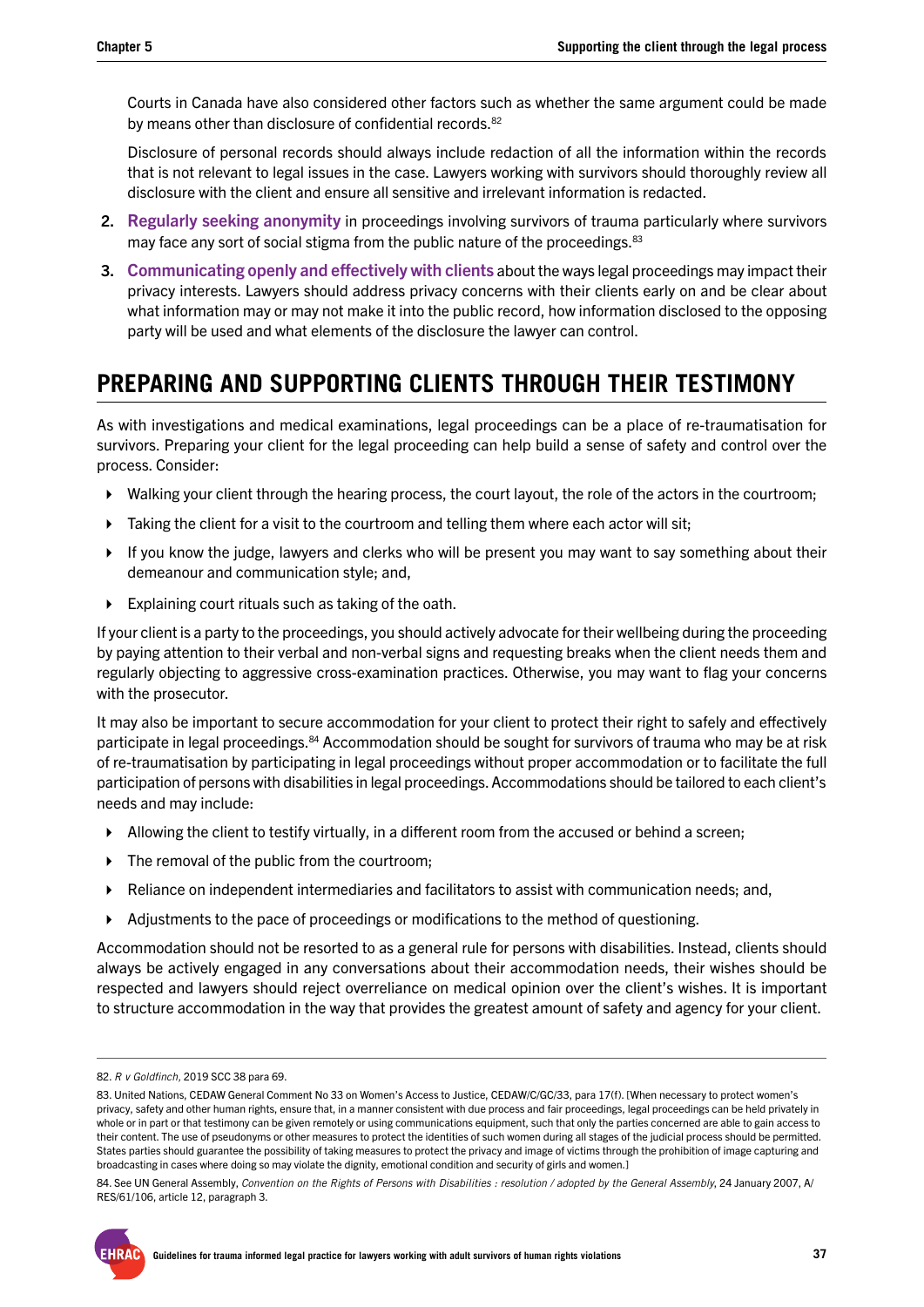Courts in Canada have also considered other factors such as whether the same argument could be made by means other than disclosure of confidential records.[82]

Disclosure of personal records should always include redaction of all the information within the records that is not relevant to legal issues in the case. Lawyers working with survivors should thoroughly review all disclosure with the client and ensure all sensitive and irrelevant information is redacted.

2. **Regularly seeking anonymity** in proceedings involving survivors of trauma particularly where survivors may face any sort of social stigma from the public nature of the proceedings.[83]
3. **Communicating openly and effectively with clients** about the ways legal proceedings may impact their privacy interests. Lawyers should address privacy concerns with their clients early on and be clear about what information may or may not make it into the public record, how information disclosed to the opposing party will be used and what elements of the disclosure the lawyer can control.

## PREPARING AND SUPPORTING CLIENTS THROUGH THEIR TESTIMONY

As with investigations and medical examinations, legal proceedings can be a place of re-traumatisation for survivors. Preparing your client for the legal proceeding can help build a sense of safety and control over the process. Consider:

- Walking your client through the hearing process, the court layout, the role of the actors in the courtroom;
- Taking the client for a visit to the courtroom and telling them where each actor will sit;
- If you know the judge, lawyers and clerks who will be present you may want to say something about their demeanour and communication style; and,
- Explaining court rituals such as taking of the oath.

If your client is a party to the proceedings, you should actively advocate for their wellbeing during the proceeding by paying attention to their verbal and non-verbal signs and requesting breaks when the client needs them and regularly objecting to aggressive cross-examination practices. Otherwise, you may want to flag your concerns with the prosecutor.

It may also be important to secure accommodation for your client to protect their right to safely and effectively participate in legal proceedings.[84] Accommodation should be sought for survivors of trauma who may be at risk of re-traumatisation by participating in legal proceedings without proper accommodation or to facilitate the full participation of persons with disabilities in legal proceedings. Accommodations should be tailored to each client's needs and may include:

- Allowing the client to testify virtually, in a different room from the accused or behind a screen;
- The removal of the public from the courtroom;
- Reliance on independent intermediaries and facilitators to assist with communication needs; and,
- Adjustments to the pace of proceedings or modifications to the method of questioning.

Accommodation should not be resorted to as a general rule for persons with disabilities. Instead, clients should always be actively engaged in any conversations about their accommodation needs, their wishes should be respected and lawyers should reject overreliance on medical opinion over the client's wishes. It is important to structure accommodation in the way that provides the greatest amount of safety and agency for your client.

---

82. *R v Goldfinch*, 2019 SCC 38 para 69.

83. United Nations, CEDAW General Comment No 33 on Women's Access to Justice, CEDAW/C/GC/33, para 17(f). [When necessary to protect women's privacy, safety and other human rights, ensure that, in a manner consistent with due process and fair proceedings, legal proceedings can be held privately in whole or in part or that testimony can be given remotely or using communications equipment, such that only the parties concerned are able to gain access to their content. The use of pseudonyms or other measures to protect the identities of such women during all stages of the judicial process should be permitted. States parties should guarantee the possibility of taking measures to protect the privacy and image of victims through the prohibition of image capturing and broadcasting in cases where doing so may violate the dignity, emotional condition and security of girls and women.]

84. See UN General Assembly, *Convention on the Rights of Persons with Disabilities : resolution / adopted by the General Assembly*, 24 January 2007, A/RES/61/106, article 12, paragraph 3.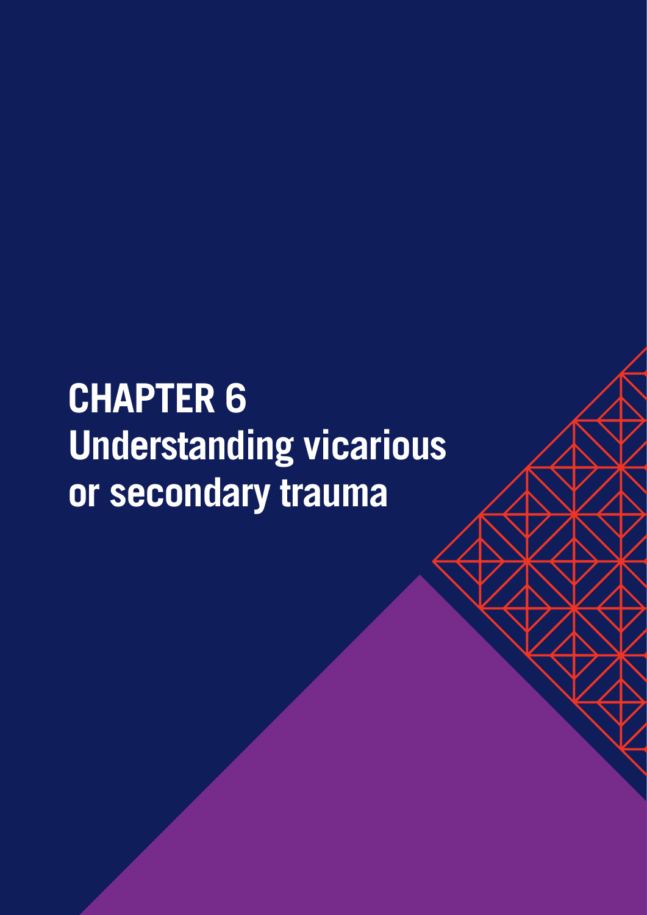# CHAPTER 6
# Understanding vicarious or secondary trauma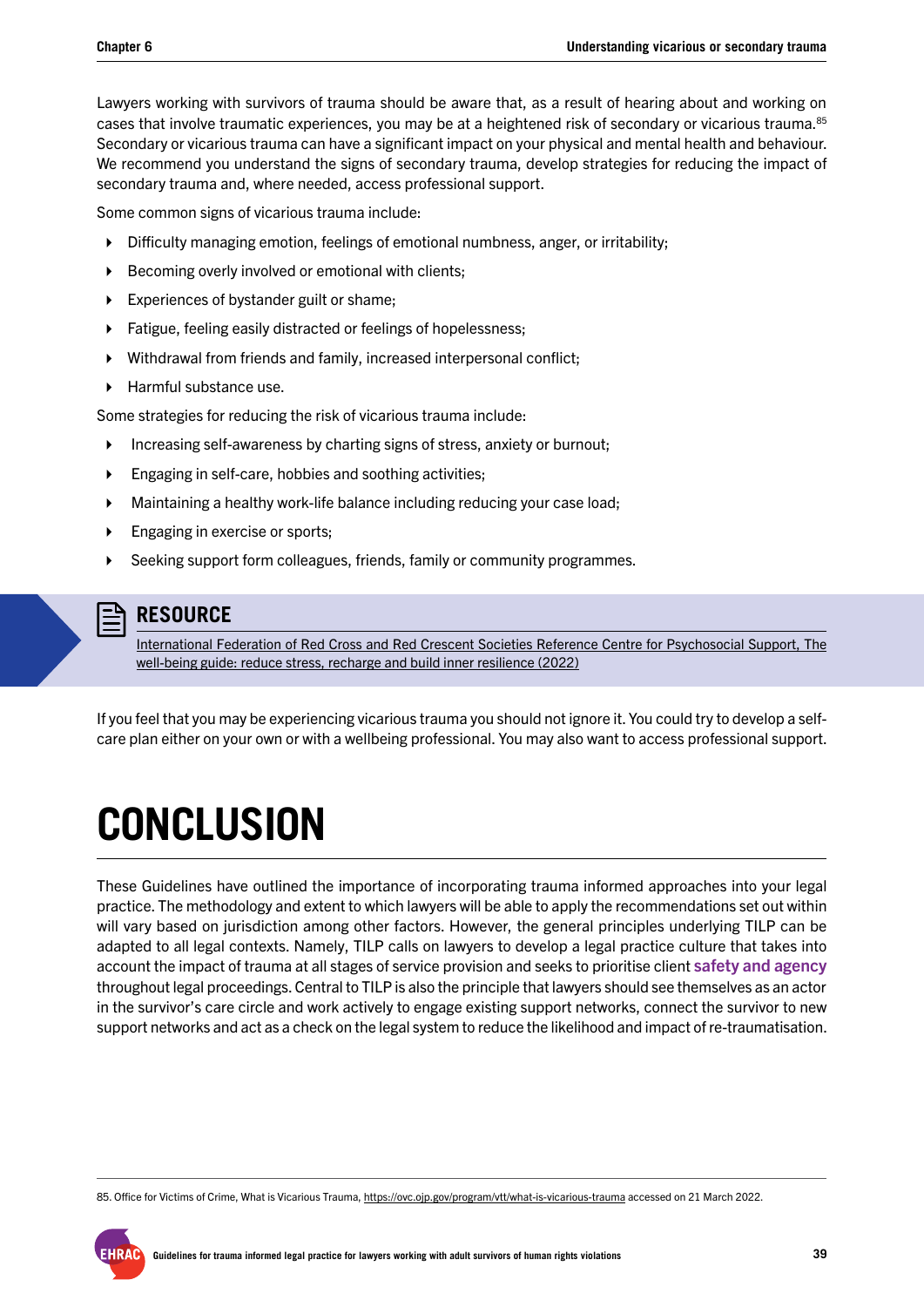Lawyers working with survivors of trauma should be aware that, as a result of hearing about and working on cases that involve traumatic experiences, you may be at a heightened risk of secondary or vicarious trauma.[85] Secondary or vicarious trauma can have a significant impact on your physical and mental health and behaviour. We recommend you understand the signs of secondary trauma, develop strategies for reducing the impact of secondary trauma and, where needed, access professional support.

Some common signs of vicarious trauma include:

- Difficulty managing emotion, feelings of emotional numbness, anger, or irritability;
- Becoming overly involved or emotional with clients;
- Experiences of bystander guilt or shame;
- Fatigue, feeling easily distracted or feelings of hopelessness;
- Withdrawal from friends and family, increased interpersonal conflict;
- Harmful substance use.

Some strategies for reducing the risk of vicarious trauma include:

- Increasing self-awareness by charting signs of stress, anxiety or burnout;
- Engaging in self-care, hobbies and soothing activities;
- Maintaining a healthy work-life balance including reducing your case load;
- Engaging in exercise or sports;
- Seeking support form colleagues, friends, family or community programmes.

**RESOURCE**

International Federation of Red Cross and Red Crescent Societies Reference Centre for Psychosocial Support, The well-being guide: reduce stress, recharge and build inner resilience (2022)

If you feel that you may be experiencing vicarious trauma you should not ignore it. You could try to develop a self-care plan either on your own or with a wellbeing professional. You may also want to access professional support.

# CONCLUSION

These Guidelines have outlined the importance of incorporating trauma informed approaches into your legal practice. The methodology and extent to which lawyers will be able to apply the recommendations set out within will vary based on jurisdiction among other factors. However, the general principles underlying TILP can be adapted to all legal contexts. Namely, TILP calls on lawyers to develop a legal practice culture that takes into account the impact of trauma at all stages of service provision and seeks to prioritise client **safety and agency** throughout legal proceedings. Central to TILP is also the principle that lawyers should see themselves as an actor in the survivor's care circle and work actively to engage existing support networks, connect the survivor to new support networks and act as a check on the legal system to reduce the likelihood and impact of re-traumatisation.

85. Office for Victims of Crime, What is Vicarious Trauma, https://ovc.ojp.gov/program/vtt/what-is-vicarious-trauma accessed on 21 March 2022.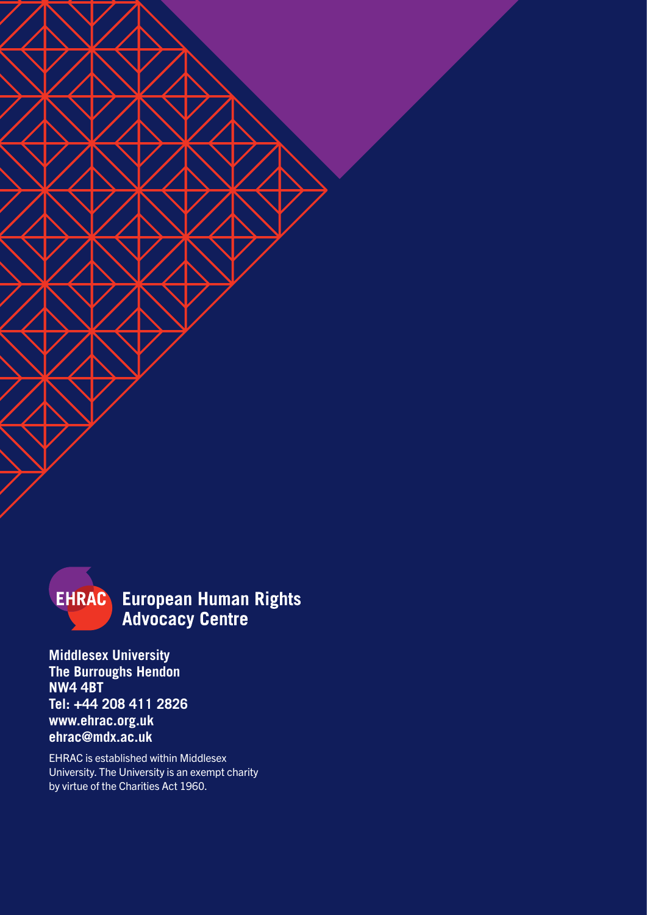**EHRAC European Human Rights Advocacy Centre**

**Middlesex University**
**The Burroughs Hendon**
**NW4 4BT**
**Tel: +44 208 411 2826**
**www.ehrac.org.uk**
**ehrac@mdx.ac.uk**

EHRAC is established within Middlesex University. The University is an exempt charity by virtue of the Charities Act 1960.